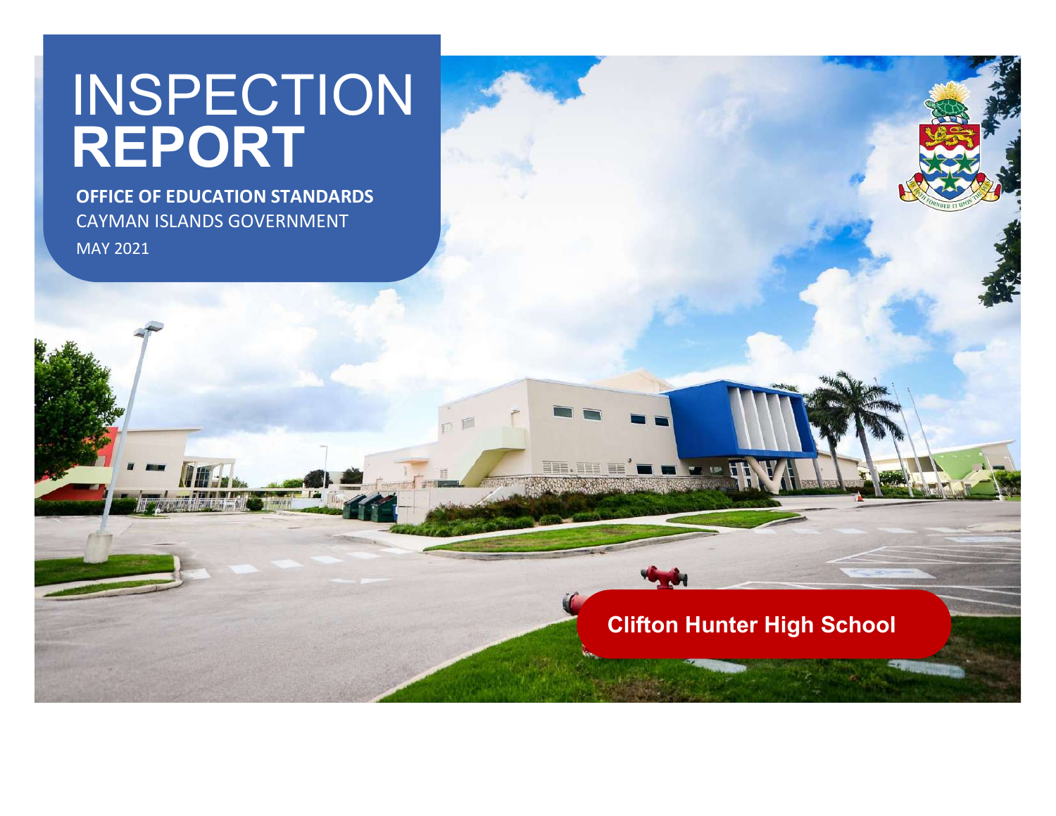# INSPECTION REPORT

**OFFICE OF EDUCATION STANDARDS**

CAYMAN ISLANDS GOVERNMENT

MAY 2021

**Clifton Hunter High School**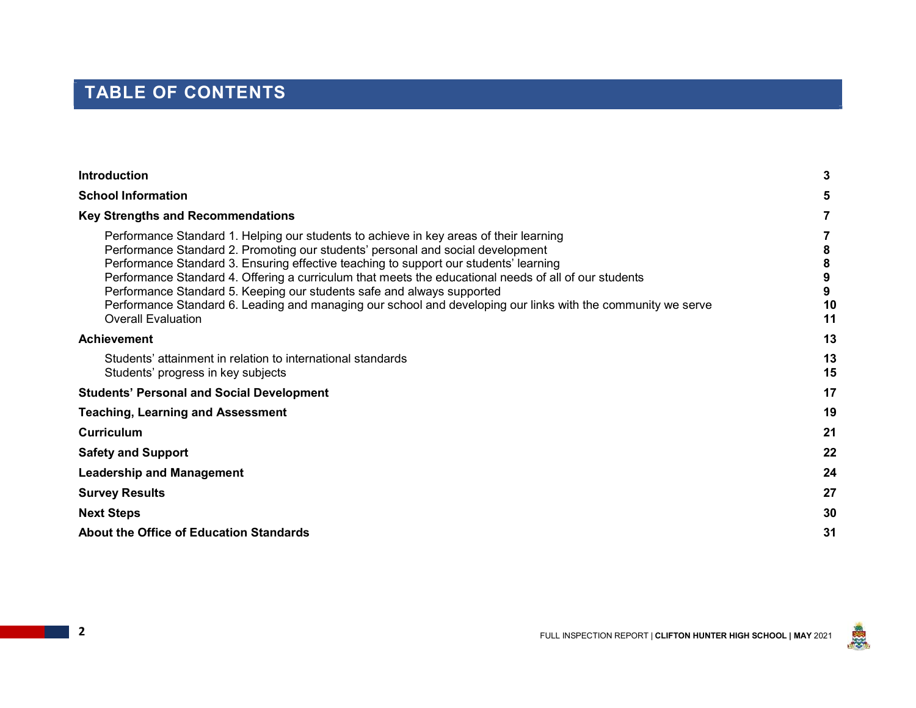# TABLE OF CONTENTS

| | |
|---|---|
| **Introduction** | **3** |
| **School Information** | **5** |
| **Key Strengths and Recommendations** | **7** |
| Performance Standard 1. Helping our students to achieve in key areas of their learning | **7** |
| Performance Standard 2. Promoting our students' personal and social development | **8** |
| Performance Standard 3. Ensuring effective teaching to support our students' learning | **8** |
| Performance Standard 4. Offering a curriculum that meets the educational needs of all of our students | **9** |
| Performance Standard 5. Keeping our students safe and always supported | **9** |
| Performance Standard 6. Leading and managing our school and developing our links with the community we serve | **10** |
| Overall Evaluation | **11** |
| **Achievement** | **13** |
| Students' attainment in relation to international standards | **13** |
| Students' progress in key subjects | **15** |
| **Students' Personal and Social Development** | **17** |
| **Teaching, Learning and Assessment** | **19** |
| **Curriculum** | **21** |
| **Safety and Support** | **22** |
| **Leadership and Management** | **24** |
| **Survey Results** | **27** |
| **Next Steps** | **30** |
| **About the Office of Education Standards** | **31** |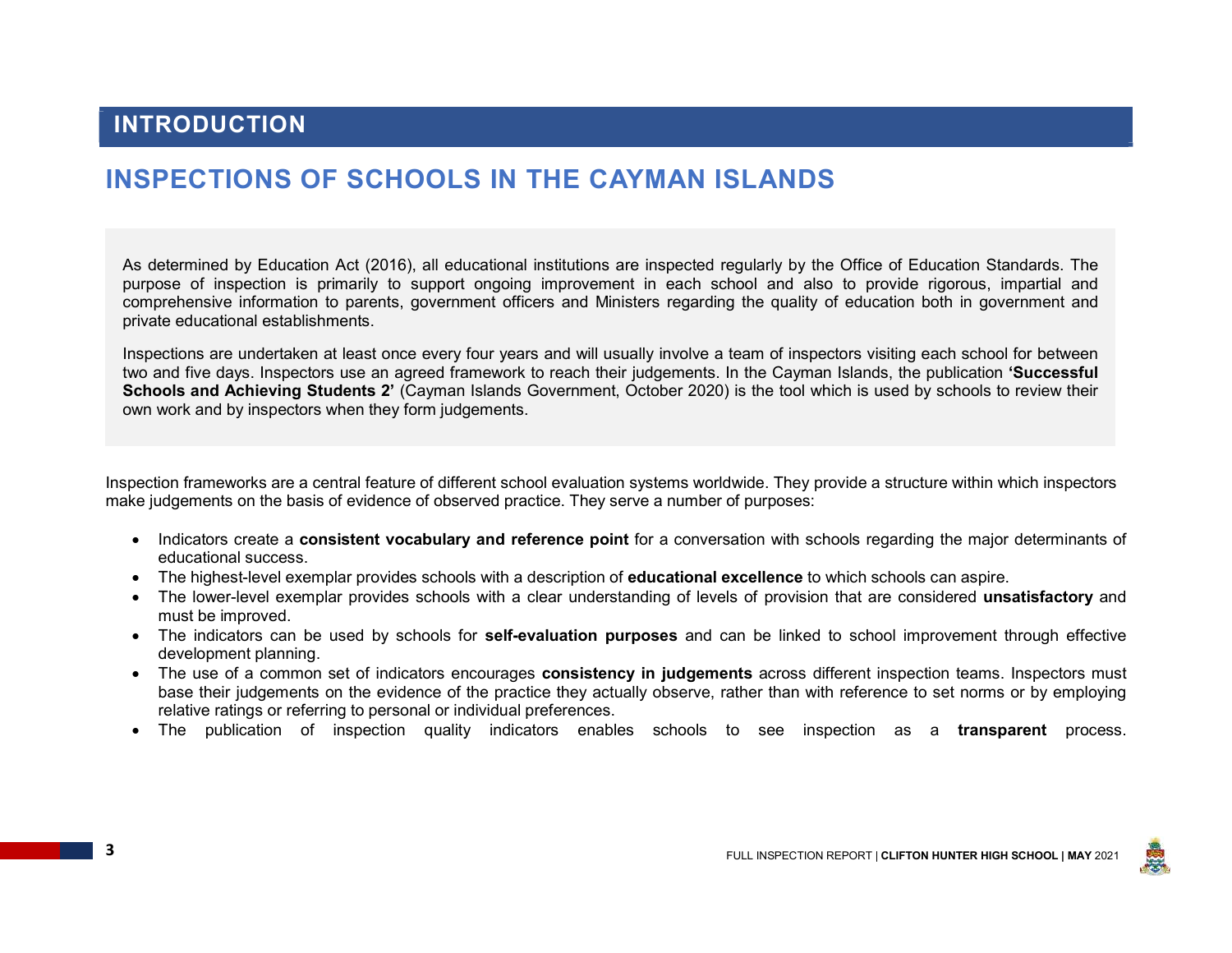# INTRODUCTION

## INSPECTIONS OF SCHOOLS IN THE CAYMAN ISLANDS

As determined by Education Act (2016), all educational institutions are inspected regularly by the Office of Education Standards. The purpose of inspection is primarily to support ongoing improvement in each school and also to provide rigorous, impartial and comprehensive information to parents, government officers and Ministers regarding the quality of education both in government and private educational establishments.

Inspections are undertaken at least once every four years and will usually involve a team of inspectors visiting each school for between two and five days. Inspectors use an agreed framework to reach their judgements. In the Cayman Islands, the publication **'Successful Schools and Achieving Students 2'** (Cayman Islands Government, October 2020) is the tool which is used by schools to review their own work and by inspectors when they form judgements.

Inspection frameworks are a central feature of different school evaluation systems worldwide. They provide a structure within which inspectors make judgements on the basis of evidence of observed practice. They serve a number of purposes:

- Indicators create a **consistent vocabulary and reference point** for a conversation with schools regarding the major determinants of educational success.
- The highest-level exemplar provides schools with a description of **educational excellence** to which schools can aspire.
- The lower-level exemplar provides schools with a clear understanding of levels of provision that are considered **unsatisfactory** and must be improved.
- The indicators can be used by schools for **self-evaluation purposes** and can be linked to school improvement through effective development planning.
- The use of a common set of indicators encourages **consistency in judgements** across different inspection teams. Inspectors must base their judgements on the evidence of the practice they actually observe, rather than with reference to set norms or by employing relative ratings or referring to personal or individual preferences.
- The publication of inspection quality indicators enables schools to see inspection as a **transparent** process.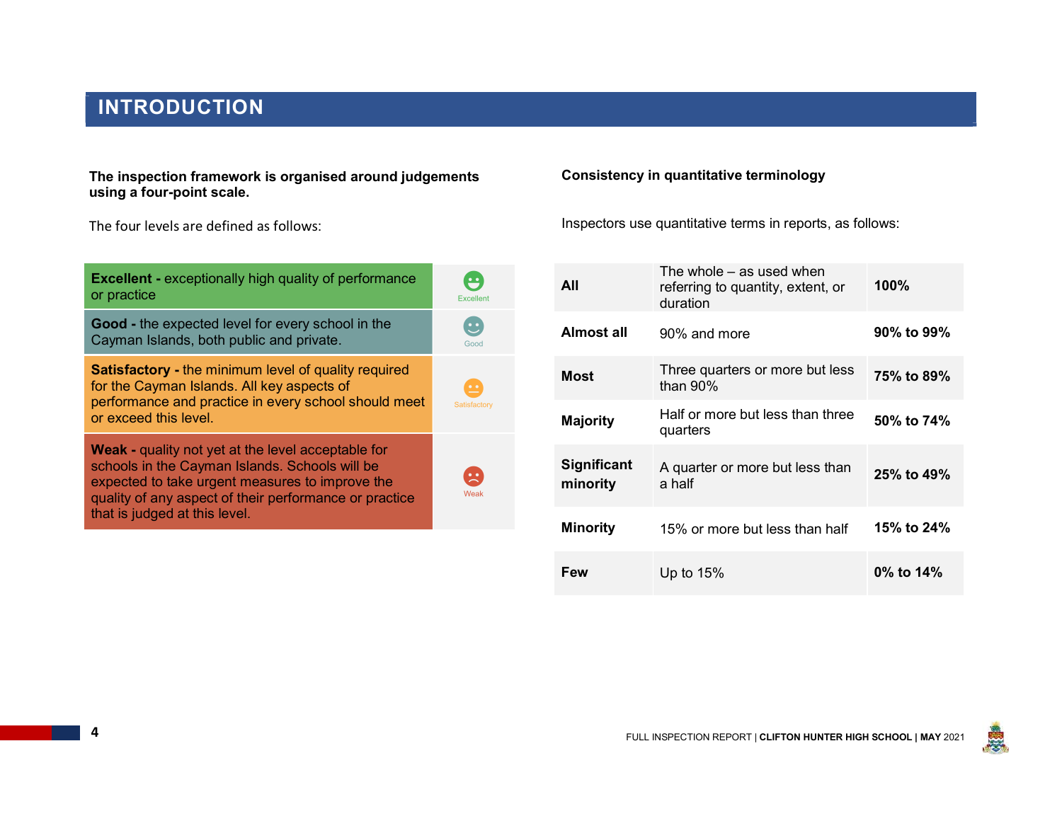# INTRODUCTION

**The inspection framework is organised around judgements using a four-point scale.**

The four levels are defined as follows:

| | |
|---|---|
| **Excellent -** exceptionally high quality of performance or practice | Excellent |
| **Good -** the expected level for every school in the Cayman Islands, both public and private. | Good |
| **Satisfactory -** the minimum level of quality required for the Cayman Islands. All key aspects of performance and practice in every school should meet or exceed this level. | Satisfactory |
| **Weak -** quality not yet at the level acceptable for schools in the Cayman Islands. Schools will be expected to take urgent measures to improve the quality of any aspect of their performance or practice that is judged at this level. | Weak |

**Consistency in quantitative terminology**

Inspectors use quantitative terms in reports, as follows:

| | | |
|---|---|---|
| **All** | The whole – as used when referring to quantity, extent, or duration | **100%** |
| **Almost all** | 90% and more | **90% to 99%** |
| **Most** | Three quarters or more but less than 90% | **75% to 89%** |
| **Majority** | Half or more but less than three quarters | **50% to 74%** |
| **Significant minority** | A quarter or more but less than a half | **25% to 49%** |
| **Minority** | 15% or more but less than half | **15% to 24%** |
| **Few** | Up to 15% | **0% to 14%** |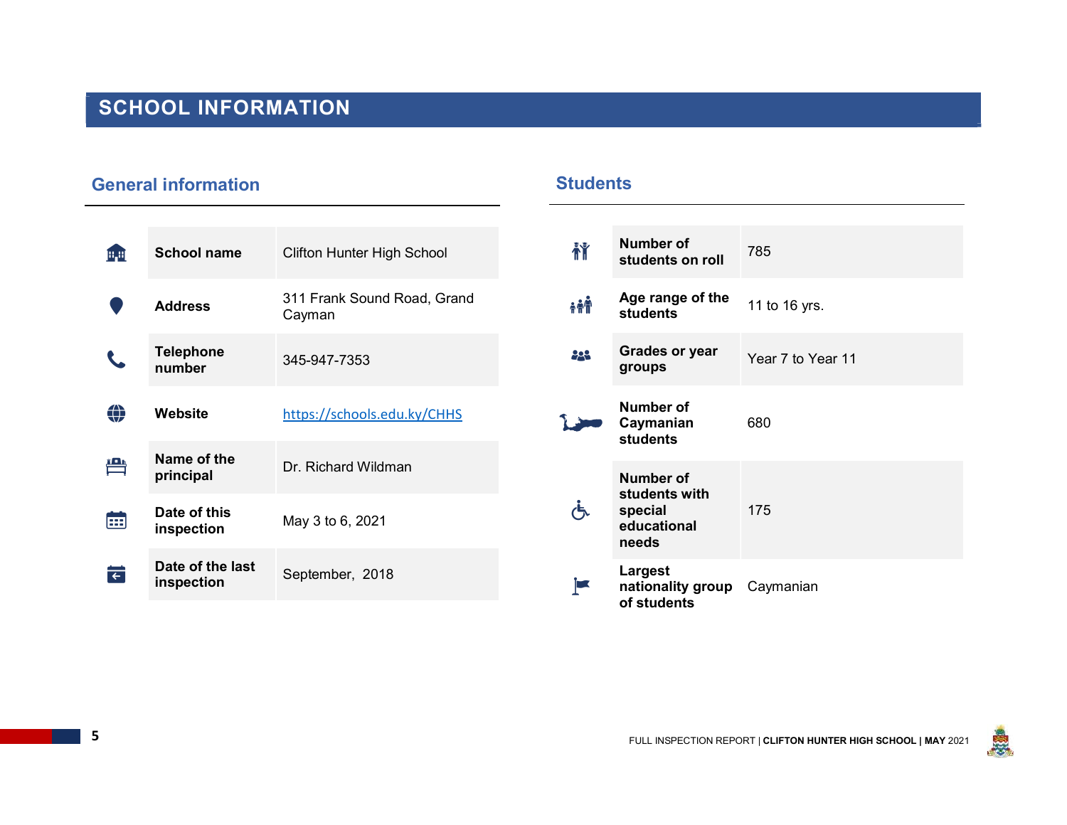# SCHOOL INFORMATION

## General information

| | |
|---|---|
| **School name** | Clifton Hunter High School |
| **Address** | 311 Frank Sound Road, Grand Cayman |
| **Telephone number** | 345-947-7353 |
| **Website** | [https://schools.edu.ky/CHHS](https://schools.edu.ky/CHHS) |
| **Name of the principal** | Dr. Richard Wildman |
| **Date of this inspection** | May 3 to 6, 2021 |
| **Date of the last inspection** | September, 2018 |

## Students

| | |
|---|---|
| **Number of students on roll** | 785 |
| **Age range of the students** | 11 to 16 yrs. |
| **Grades or year groups** | Year 7 to Year 11 |
| **Number of Caymanian students** | 680 |
| **Number of students with special educational needs** | 175 |
| **Largest nationality group of students** | Caymanian |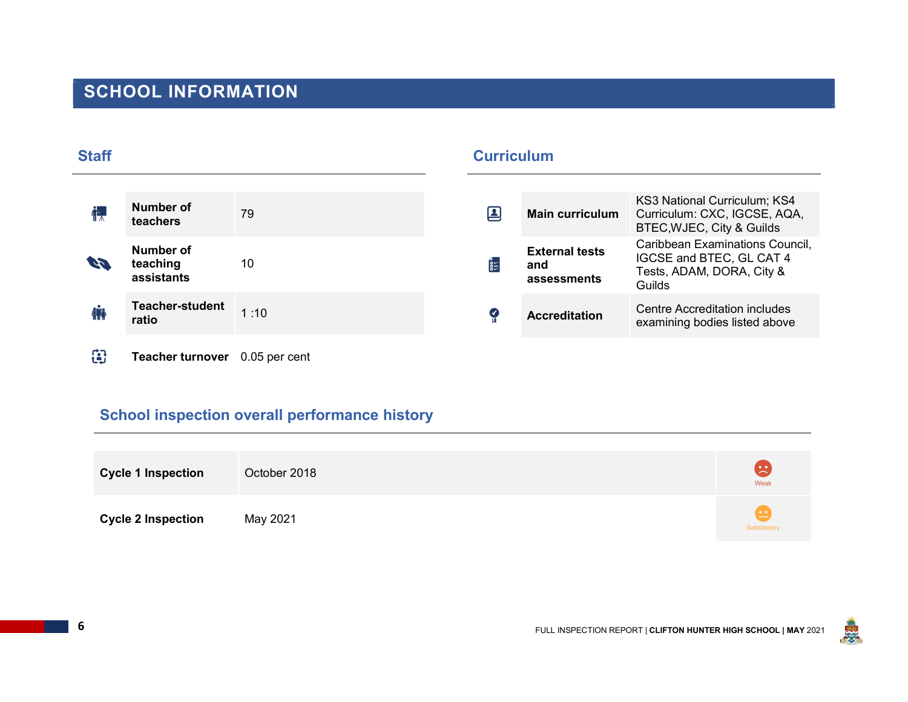# SCHOOL INFORMATION

## Staff

| | |
|---|---|
| **Number of teachers** | 79 |
| **Number of teaching assistants** | 10 |
| **Teacher-student ratio** | 1 :10 |
| **Teacher turnover** | 0.05 per cent |

## Curriculum

| | |
|---|---|
| **Main curriculum** | KS3 National Curriculum; KS4 Curriculum: CXC, IGCSE, AQA, BTEC,WJEC, City & Guilds |
| **External tests and assessments** | Caribbean Examinations Council, IGCSE and BTEC, GL CAT 4 Tests, ADAM, DORA, City & Guilds |
| **Accreditation** | Centre Accreditation includes examining bodies listed above |

## School inspection overall performance history

| | | |
|---|---|---|
| **Cycle 1 Inspection** | October 2018 | Weak |
| **Cycle 2 Inspection** | May 2021 | Satisfactory |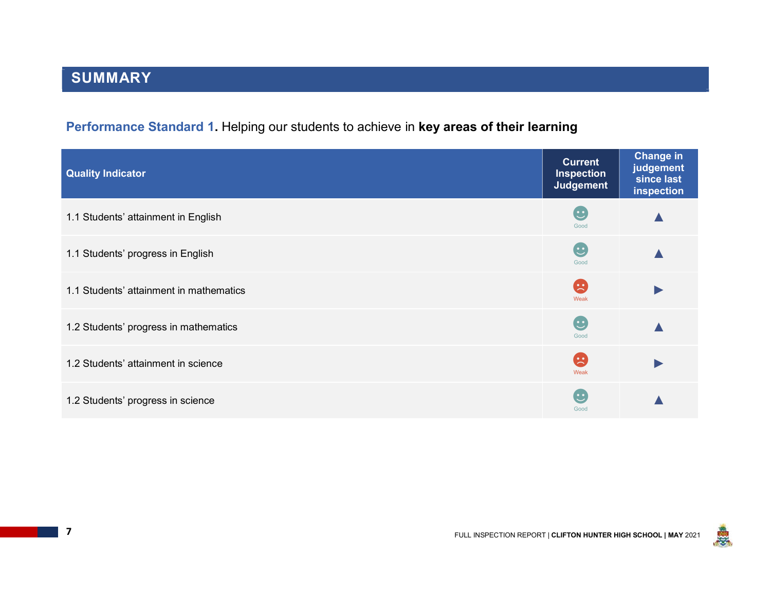## SUMMARY

**Performance Standard 1. Helping our students to achieve in key areas of their learning**

| Quality Indicator | Current Inspection Judgement | Change in judgement since last inspection |
|---|---|---|
| 1.1 Students' attainment in English | Good | ▲ |
| 1.1 Students' progress in English | Good | ▲ |
| 1.1 Students' attainment in mathematics | Weak | ▶ |
| 1.2 Students' progress in mathematics | Good | ▲ |
| 1.2 Students' attainment in science | Weak | ▶ |
| 1.2 Students' progress in science | Good | ▲ |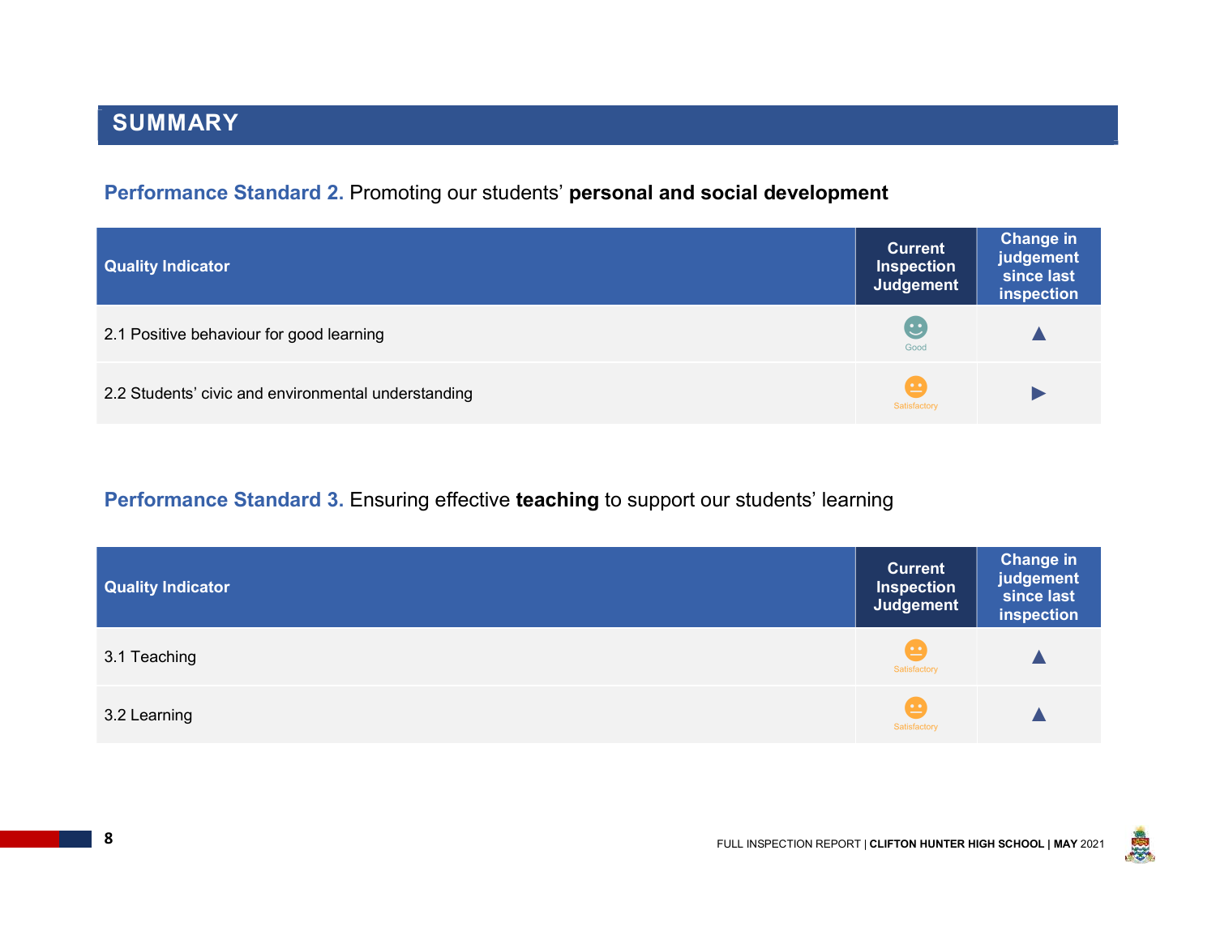## SUMMARY

**Performance Standard 2.** Promoting our students' **personal and social development**

| Quality Indicator | Current Inspection Judgement | Change in judgement since last inspection |
|---|---|---|
| 2.1 Positive behaviour for good learning | Good | ▲ |
| 2.2 Students' civic and environmental understanding | Satisfactory | ▶ |

**Performance Standard 3.** Ensuring effective **teaching** to support our students' learning

| Quality Indicator | Current Inspection Judgement | Change in judgement since last inspection |
|---|---|---|
| 3.1 Teaching | Satisfactory | ▲ |
| 3.2 Learning | Satisfactory | ▲ |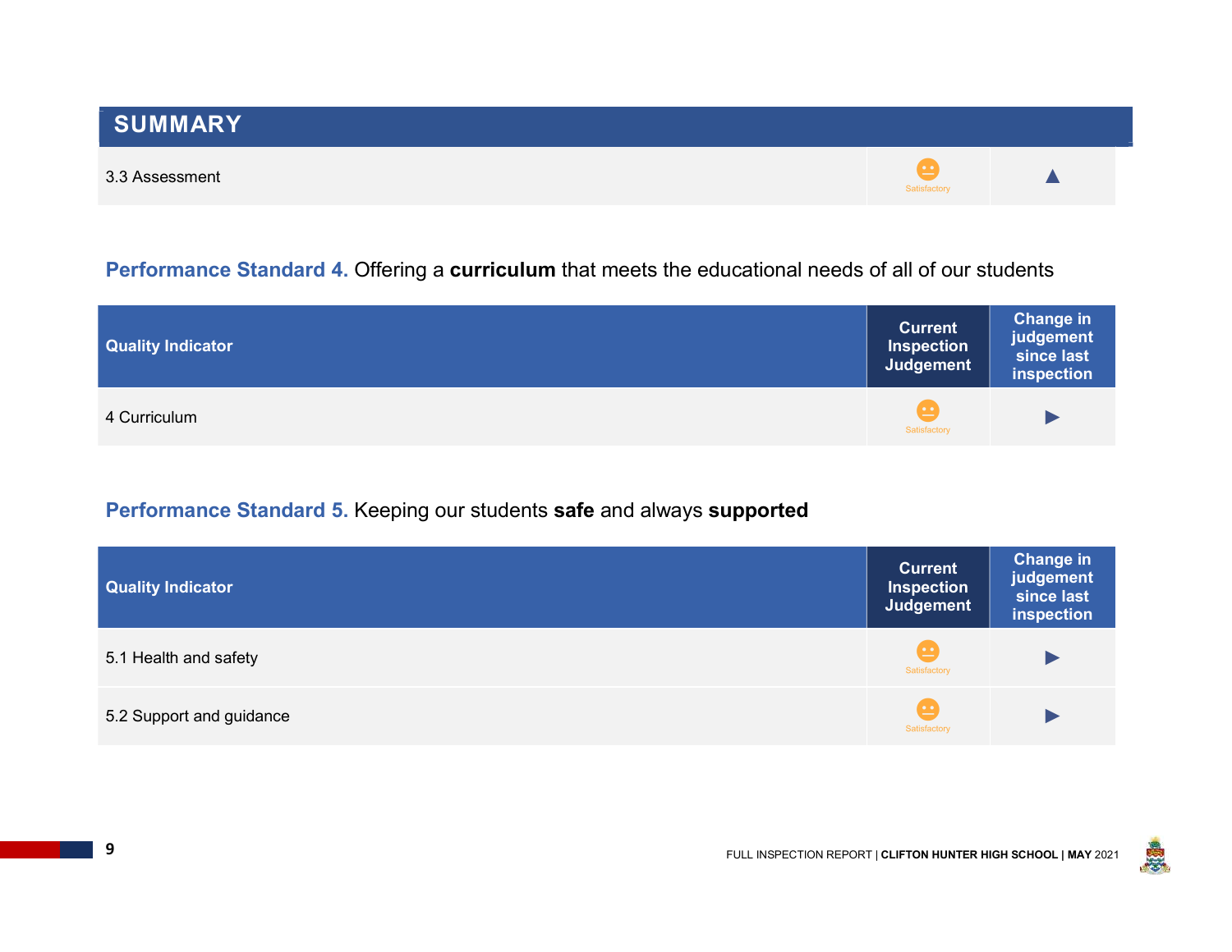## SUMMARY

| 3.3 Assessment | Satisfactory | ▲ |
|---|---|---|

### **Performance Standard 4.** Offering a **curriculum** that meets the educational needs of all of our students

| Quality Indicator | Current Inspection Judgement | Change in judgement since last inspection |
|---|---|---|
| 4 Curriculum | Satisfactory | ▶ |

### **Performance Standard 5.** Keeping our students **safe** and always **supported**

| Quality Indicator | Current Inspection Judgement | Change in judgement since last inspection |
|---|---|---|
| 5.1 Health and safety | Satisfactory | ▶ |
| 5.2 Support and guidance | Satisfactory | ▶ |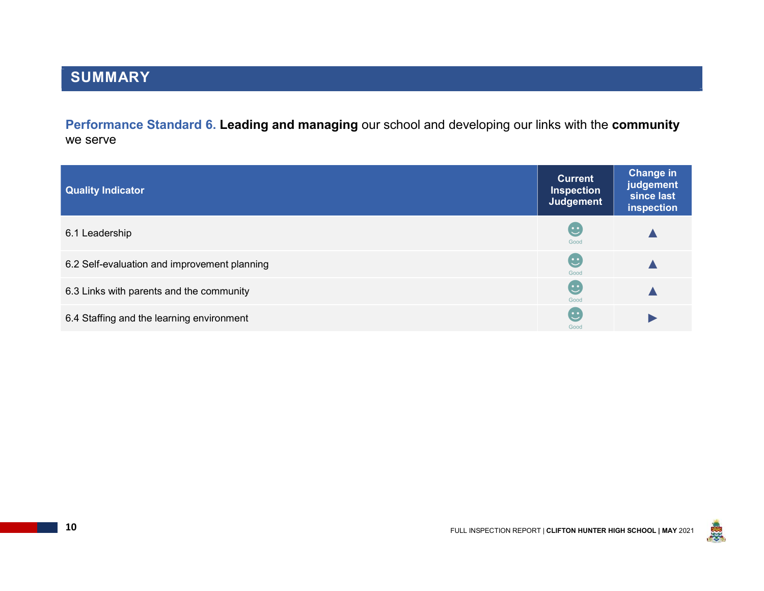# SUMMARY

**Performance Standard 6. Leading and managing** our school and developing our links with the **community** we serve

| Quality Indicator | Current Inspection Judgement | Change in judgement since last inspection |
|---|---|---|
| 6.1 Leadership | Good | ▲ |
| 6.2 Self-evaluation and improvement planning | Good | ▲ |
| 6.3 Links with parents and the community | Good | ▲ |
| 6.4 Staffing and the learning environment | Good | ▶ |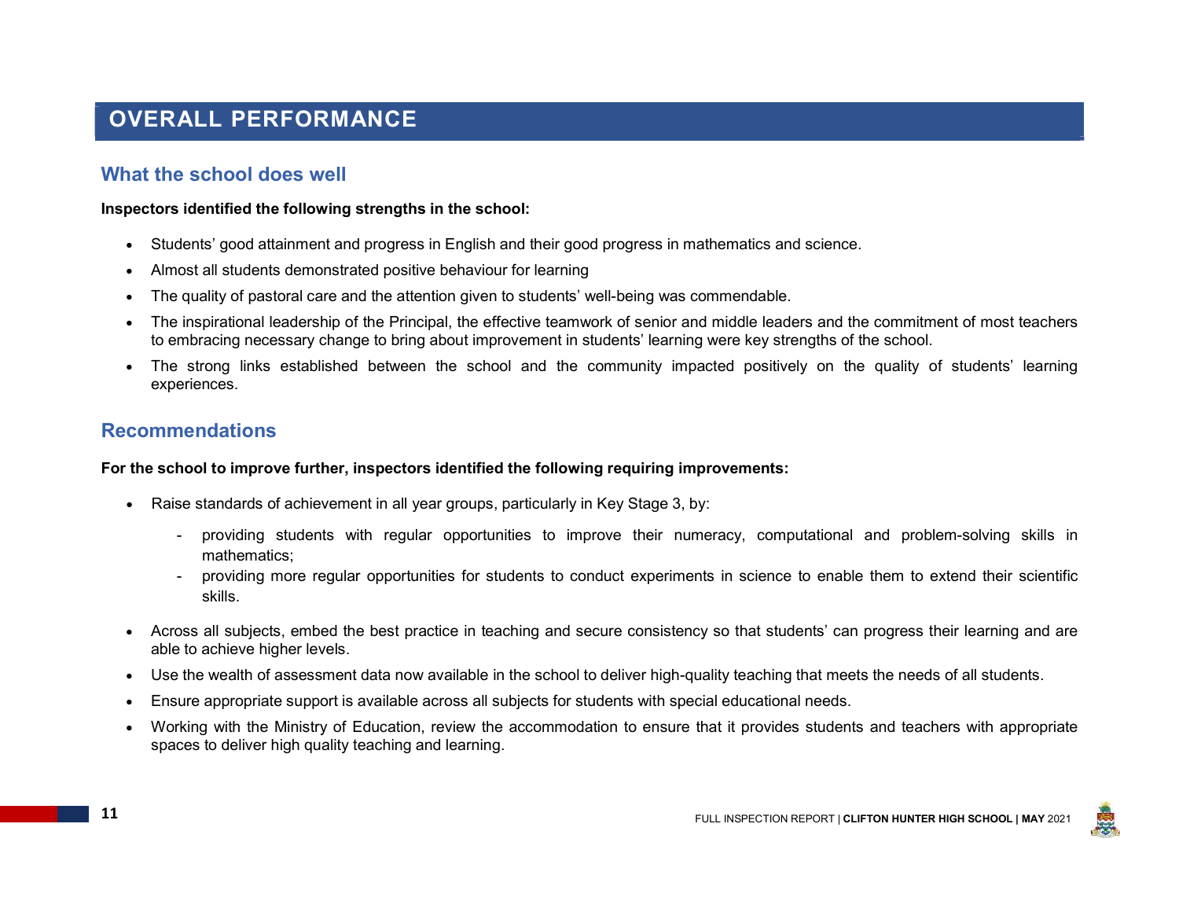# OVERALL PERFORMANCE

## What the school does well

**Inspectors identified the following strengths in the school:**

- Students' good attainment and progress in English and their good progress in mathematics and science.
- Almost all students demonstrated positive behaviour for learning
- The quality of pastoral care and the attention given to students' well-being was commendable.
- The inspirational leadership of the Principal, the effective teamwork of senior and middle leaders and the commitment of most teachers to embracing necessary change to bring about improvement in students' learning were key strengths of the school.
- The strong links established between the school and the community impacted positively on the quality of students' learning experiences.

## Recommendations

**For the school to improve further, inspectors identified the following requiring improvements:**

- Raise standards of achievement in all year groups, particularly in Key Stage 3, by:
  - providing students with regular opportunities to improve their numeracy, computational and problem-solving skills in mathematics;
  - providing more regular opportunities for students to conduct experiments in science to enable them to extend their scientific skills.
- Across all subjects, embed the best practice in teaching and secure consistency so that students' can progress their learning and are able to achieve higher levels.
- Use the wealth of assessment data now available in the school to deliver high-quality teaching that meets the needs of all students.
- Ensure appropriate support is available across all subjects for students with special educational needs.
- Working with the Ministry of Education, review the accommodation to ensure that it provides students and teachers with appropriate spaces to deliver high quality teaching and learning.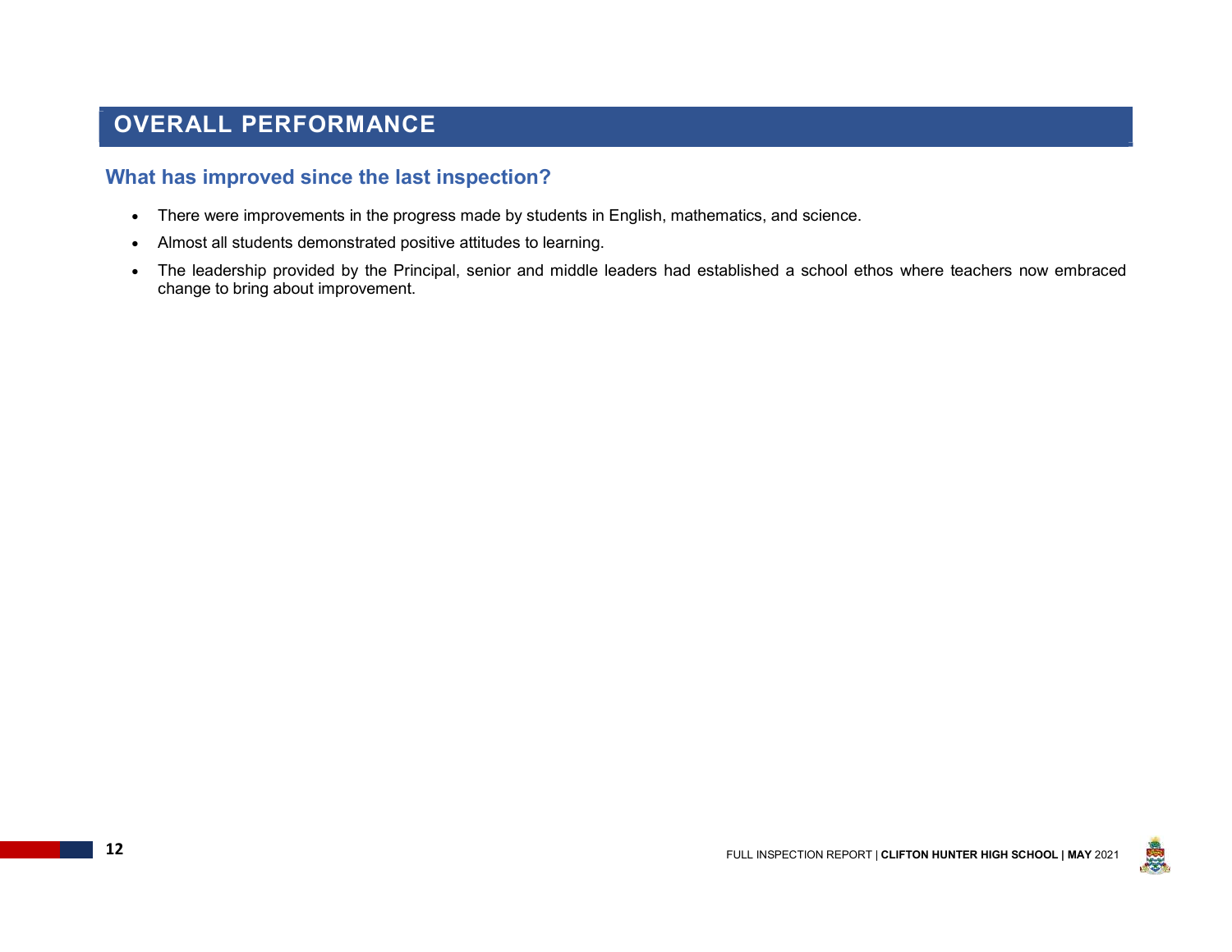# OVERALL PERFORMANCE

## What has improved since the last inspection?

- There were improvements in the progress made by students in English, mathematics, and science.
- Almost all students demonstrated positive attitudes to learning.
- The leadership provided by the Principal, senior and middle leaders had established a school ethos where teachers now embraced change to bring about improvement.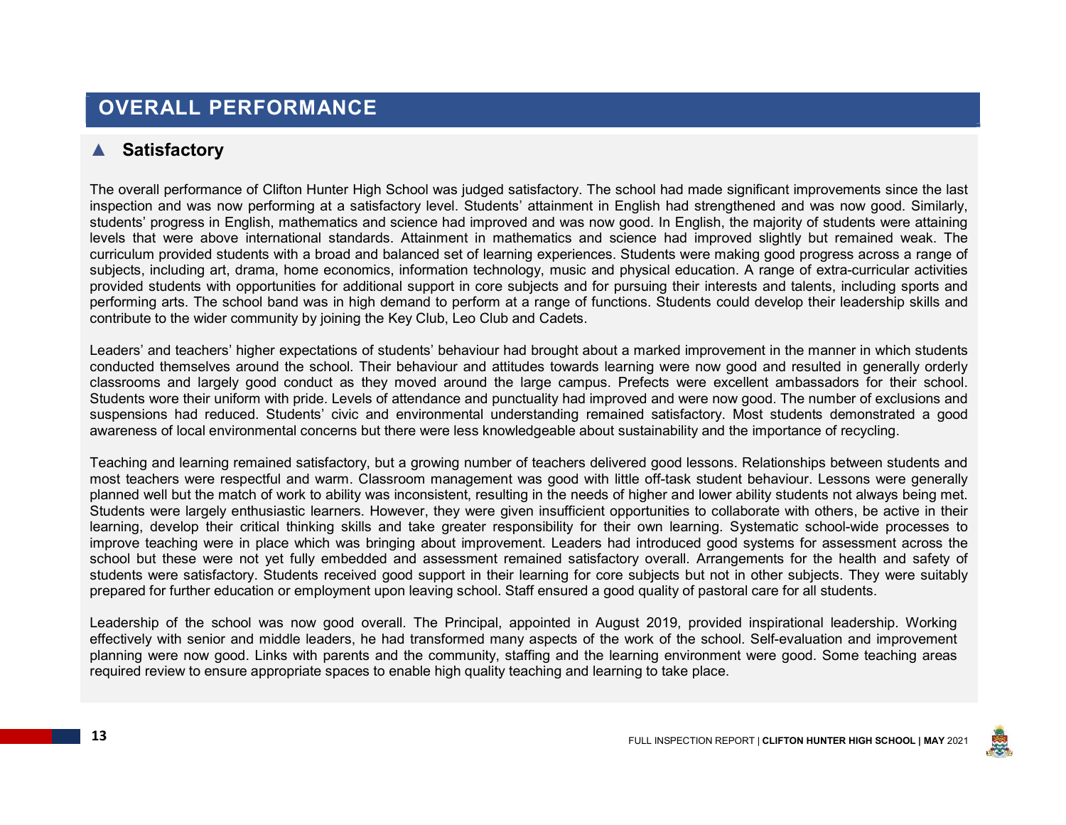# OVERALL PERFORMANCE

## ▲ Satisfactory

The overall performance of Clifton Hunter High School was judged satisfactory. The school had made significant improvements since the last inspection and was now performing at a satisfactory level. Students' attainment in English had strengthened and was now good. Similarly, students' progress in English, mathematics and science had improved and was now good. In English, the majority of students were attaining levels that were above international standards. Attainment in mathematics and science had improved slightly but remained weak. The curriculum provided students with a broad and balanced set of learning experiences. Students were making good progress across a range of subjects, including art, drama, home economics, information technology, music and physical education. A range of extra-curricular activities provided students with opportunities for additional support in core subjects and for pursuing their interests and talents, including sports and performing arts. The school band was in high demand to perform at a range of functions. Students could develop their leadership skills and contribute to the wider community by joining the Key Club, Leo Club and Cadets.

Leaders' and teachers' higher expectations of students' behaviour had brought about a marked improvement in the manner in which students conducted themselves around the school. Their behaviour and attitudes towards learning were now good and resulted in generally orderly classrooms and largely good conduct as they moved around the large campus. Prefects were excellent ambassadors for their school. Students wore their uniform with pride. Levels of attendance and punctuality had improved and were now good. The number of exclusions and suspensions had reduced. Students' civic and environmental understanding remained satisfactory. Most students demonstrated a good awareness of local environmental concerns but there were less knowledgeable about sustainability and the importance of recycling.

Teaching and learning remained satisfactory, but a growing number of teachers delivered good lessons. Relationships between students and most teachers were respectful and warm. Classroom management was good with little off-task student behaviour. Lessons were generally planned well but the match of work to ability was inconsistent, resulting in the needs of higher and lower ability students not always being met. Students were largely enthusiastic learners. However, they were given insufficient opportunities to collaborate with others, be active in their learning, develop their critical thinking skills and take greater responsibility for their own learning. Systematic school-wide processes to improve teaching were in place which was bringing about improvement. Leaders had introduced good systems for assessment across the school but these were not yet fully embedded and assessment remained satisfactory overall. Arrangements for the health and safety of students were satisfactory. Students received good support in their learning for core subjects but not in other subjects. They were suitably prepared for further education or employment upon leaving school. Staff ensured a good quality of pastoral care for all students.

Leadership of the school was now good overall. The Principal, appointed in August 2019, provided inspirational leadership. Working effectively with senior and middle leaders, he had transformed many aspects of the work of the school. Self-evaluation and improvement planning were now good. Links with parents and the community, staffing and the learning environment were good. Some teaching areas required review to ensure appropriate spaces to enable high quality teaching and learning to take place.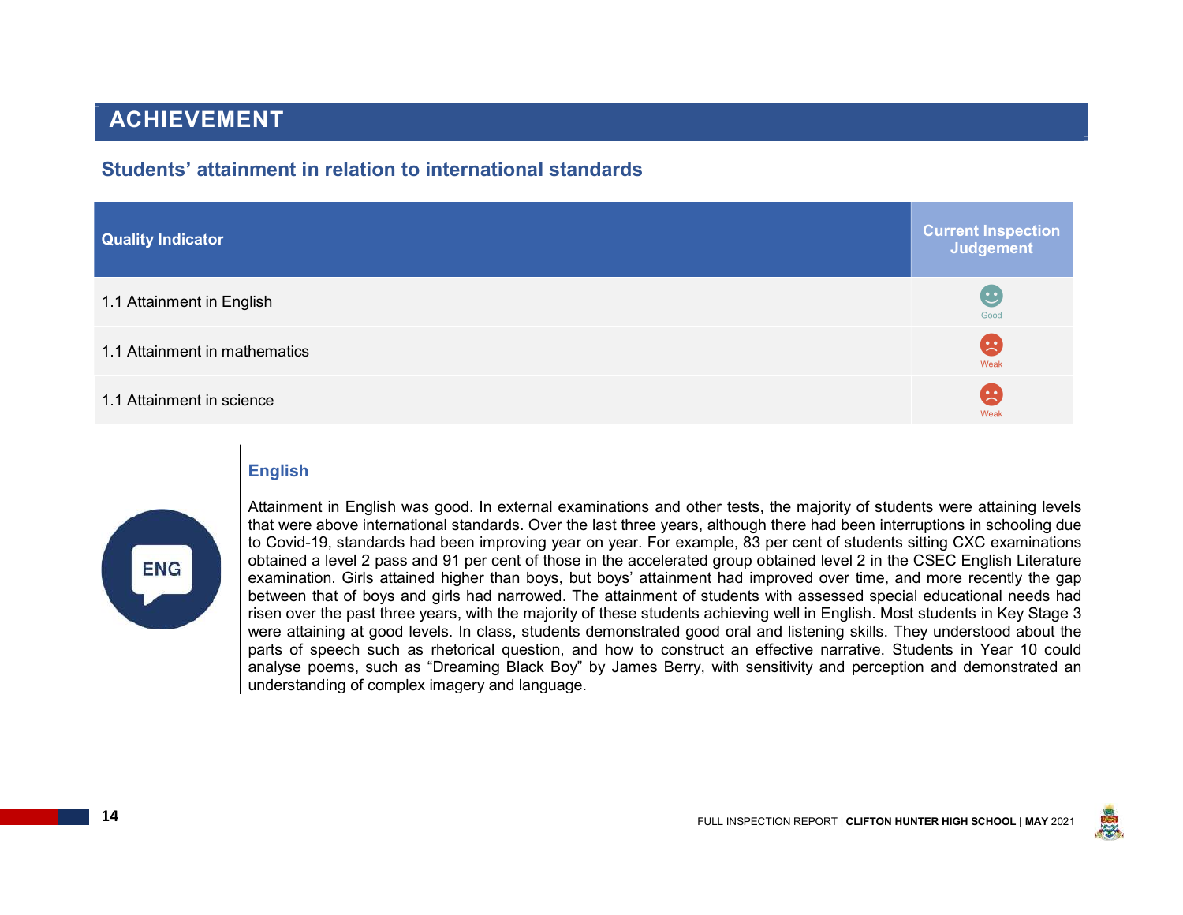# ACHIEVEMENT

## Students' attainment in relation to international standards

| Quality Indicator | Current Inspection Judgement |
|---|---|
| 1.1 Attainment in English | Good |
| 1.1 Attainment in mathematics | Weak |
| 1.1 Attainment in science | Weak |

### English

Attainment in English was good. In external examinations and other tests, the majority of students were attaining levels that were above international standards. Over the last three years, although there had been interruptions in schooling due to Covid-19, standards had been improving year on year. For example, 83 per cent of students sitting CXC examinations obtained a level 2 pass and 91 per cent of those in the accelerated group obtained level 2 in the CSEC English Literature examination. Girls attained higher than boys, but boys' attainment had improved over time, and more recently the gap between that of boys and girls had narrowed. The attainment of students with assessed special educational needs had risen over the past three years, with the majority of these students achieving well in English. Most students in Key Stage 3 were attaining at good levels. In class, students demonstrated good oral and listening skills. They understood about the parts of speech such as rhetorical question, and how to construct an effective narrative. Students in Year 10 could analyse poems, such as "Dreaming Black Boy" by James Berry, with sensitivity and perception and demonstrated an understanding of complex imagery and language.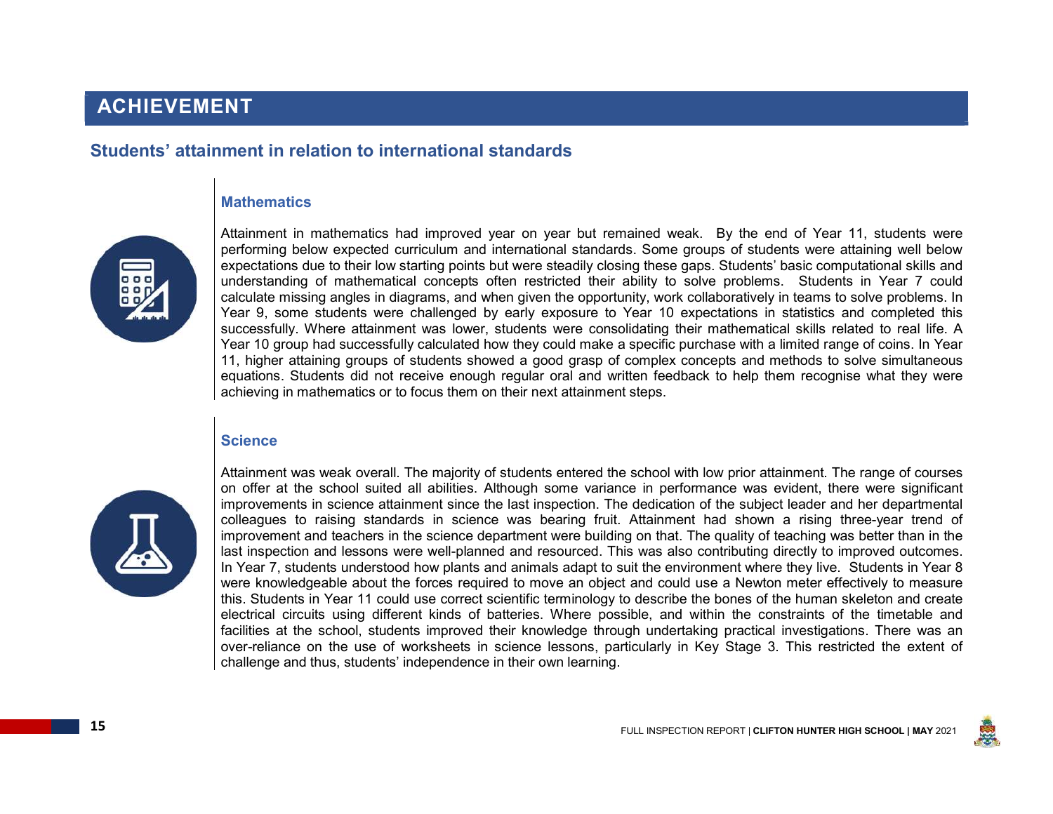# ACHIEVEMENT

## Students' attainment in relation to international standards

### Mathematics

Attainment in mathematics had improved year on year but remained weak. By the end of Year 11, students were performing below expected curriculum and international standards. Some groups of students were attaining well below expectations due to their low starting points but were steadily closing these gaps. Students' basic computational skills and understanding of mathematical concepts often restricted their ability to solve problems. Students in Year 7 could calculate missing angles in diagrams, and when given the opportunity, work collaboratively in teams to solve problems. In Year 9, some students were challenged by early exposure to Year 10 expectations in statistics and completed this successfully. Where attainment was lower, students were consolidating their mathematical skills related to real life. A Year 10 group had successfully calculated how they could make a specific purchase with a limited range of coins. In Year 11, higher attaining groups of students showed a good grasp of complex concepts and methods to solve simultaneous equations. Students did not receive enough regular oral and written feedback to help them recognise what they were achieving in mathematics or to focus them on their next attainment steps.

### Science

Attainment was weak overall. The majority of students entered the school with low prior attainment. The range of courses on offer at the school suited all abilities. Although some variance in performance was evident, there were significant improvements in science attainment since the last inspection. The dedication of the subject leader and her departmental colleagues to raising standards in science was bearing fruit. Attainment had shown a rising three-year trend of improvement and teachers in the science department were building on that. The quality of teaching was better than in the last inspection and lessons were well-planned and resourced. This was also contributing directly to improved outcomes. In Year 7, students understood how plants and animals adapt to suit the environment where they live. Students in Year 8 were knowledgeable about the forces required to move an object and could use a Newton meter effectively to measure this. Students in Year 11 could use correct scientific terminology to describe the bones of the human skeleton and create electrical circuits using different kinds of batteries. Where possible, and within the constraints of the timetable and facilities at the school, students improved their knowledge through undertaking practical investigations. There was an over-reliance on the use of worksheets in science lessons, particularly in Key Stage 3. This restricted the extent of challenge and thus, students' independence in their own learning.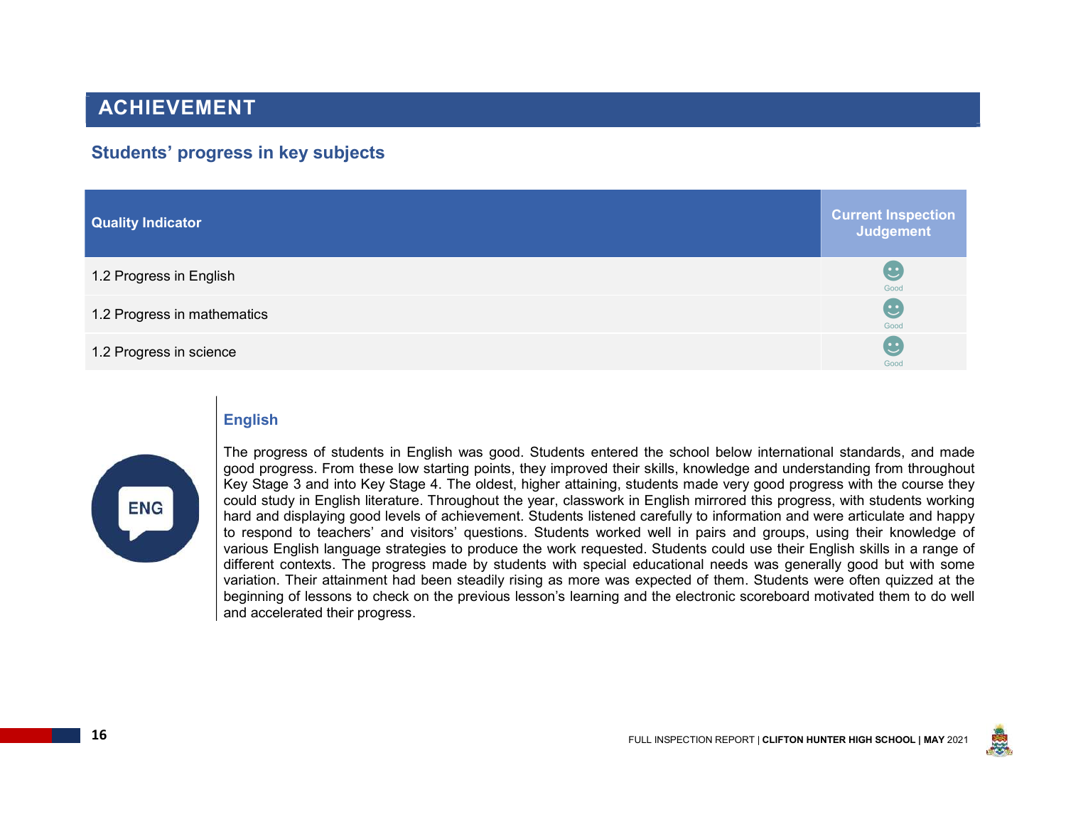# ACHIEVEMENT

## Students' progress in key subjects

| Quality Indicator | Current Inspection Judgement |
| --- | --- |
| 1.2 Progress in English | Good |
| 1.2 Progress in mathematics | Good |
| 1.2 Progress in science | Good |

### English

The progress of students in English was good. Students entered the school below international standards, and made good progress. From these low starting points, they improved their skills, knowledge and understanding from throughout Key Stage 3 and into Key Stage 4. The oldest, higher attaining, students made very good progress with the course they could study in English literature. Throughout the year, classwork in English mirrored this progress, with students working hard and displaying good levels of achievement. Students listened carefully to information and were articulate and happy to respond to teachers' and visitors' questions. Students worked well in pairs and groups, using their knowledge of various English language strategies to produce the work requested. Students could use their English skills in a range of different contexts. The progress made by students with special educational needs was generally good but with some variation. Their attainment had been steadily rising as more was expected of them. Students were often quizzed at the beginning of lessons to check on the previous lesson's learning and the electronic scoreboard motivated them to do well and accelerated their progress.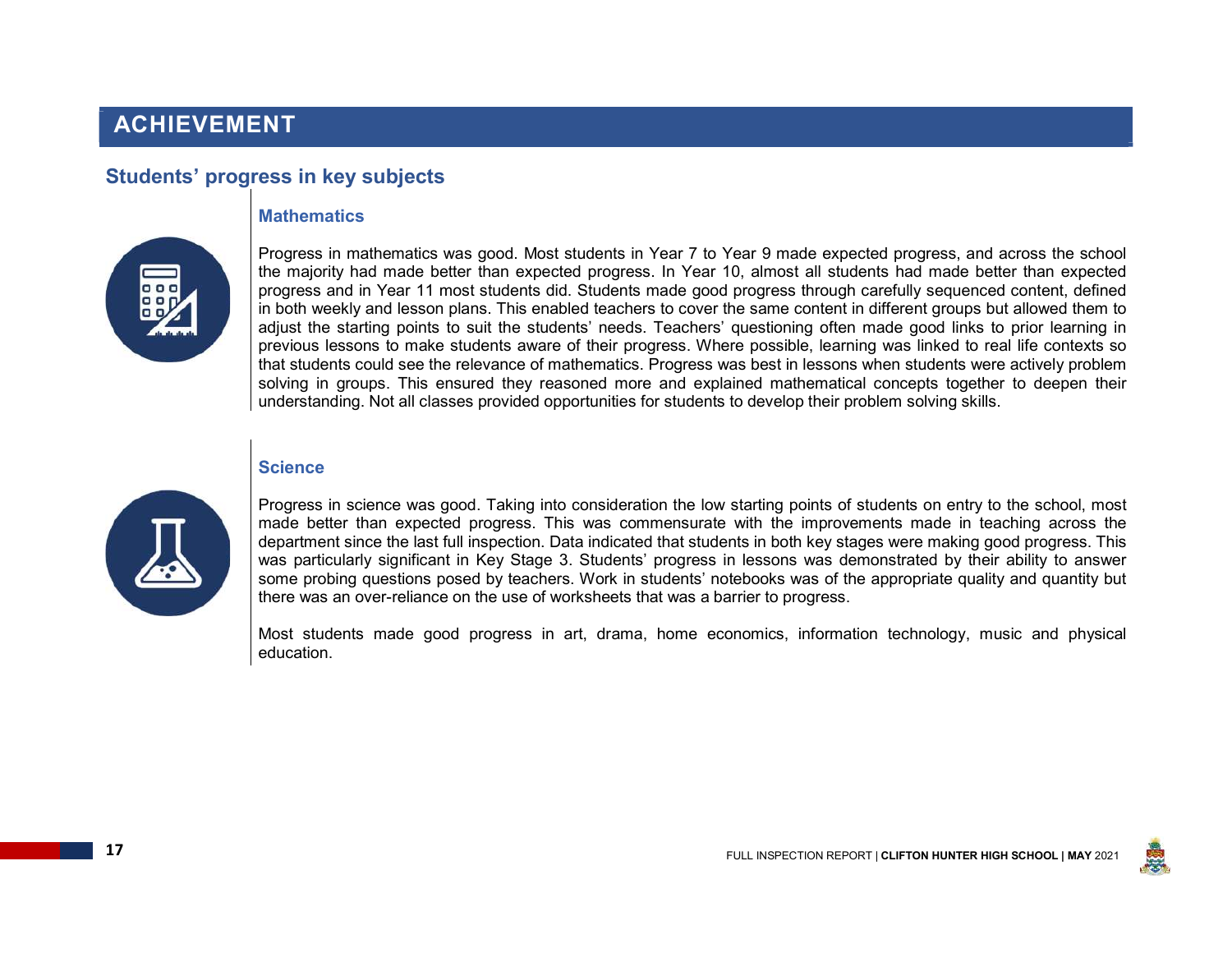# ACHIEVEMENT

## Students' progress in key subjects

### Mathematics

Progress in mathematics was good. Most students in Year 7 to Year 9 made expected progress, and across the school the majority had made better than expected progress. In Year 10, almost all students had made better than expected progress and in Year 11 most students did. Students made good progress through carefully sequenced content, defined in both weekly and lesson plans. This enabled teachers to cover the same content in different groups but allowed them to adjust the starting points to suit the students' needs. Teachers' questioning often made good links to prior learning in previous lessons to make students aware of their progress. Where possible, learning was linked to real life contexts so that students could see the relevance of mathematics. Progress was best in lessons when students were actively problem solving in groups. This ensured they reasoned more and explained mathematical concepts together to deepen their understanding. Not all classes provided opportunities for students to develop their problem solving skills.

### Science

Progress in science was good. Taking into consideration the low starting points of students on entry to the school, most made better than expected progress. This was commensurate with the improvements made in teaching across the department since the last full inspection. Data indicated that students in both key stages were making good progress. This was particularly significant in Key Stage 3. Students' progress in lessons was demonstrated by their ability to answer some probing questions posed by teachers. Work in students' notebooks was of the appropriate quality and quantity but there was an over-reliance on the use of worksheets that was a barrier to progress.

Most students made good progress in art, drama, home economics, information technology, music and physical education.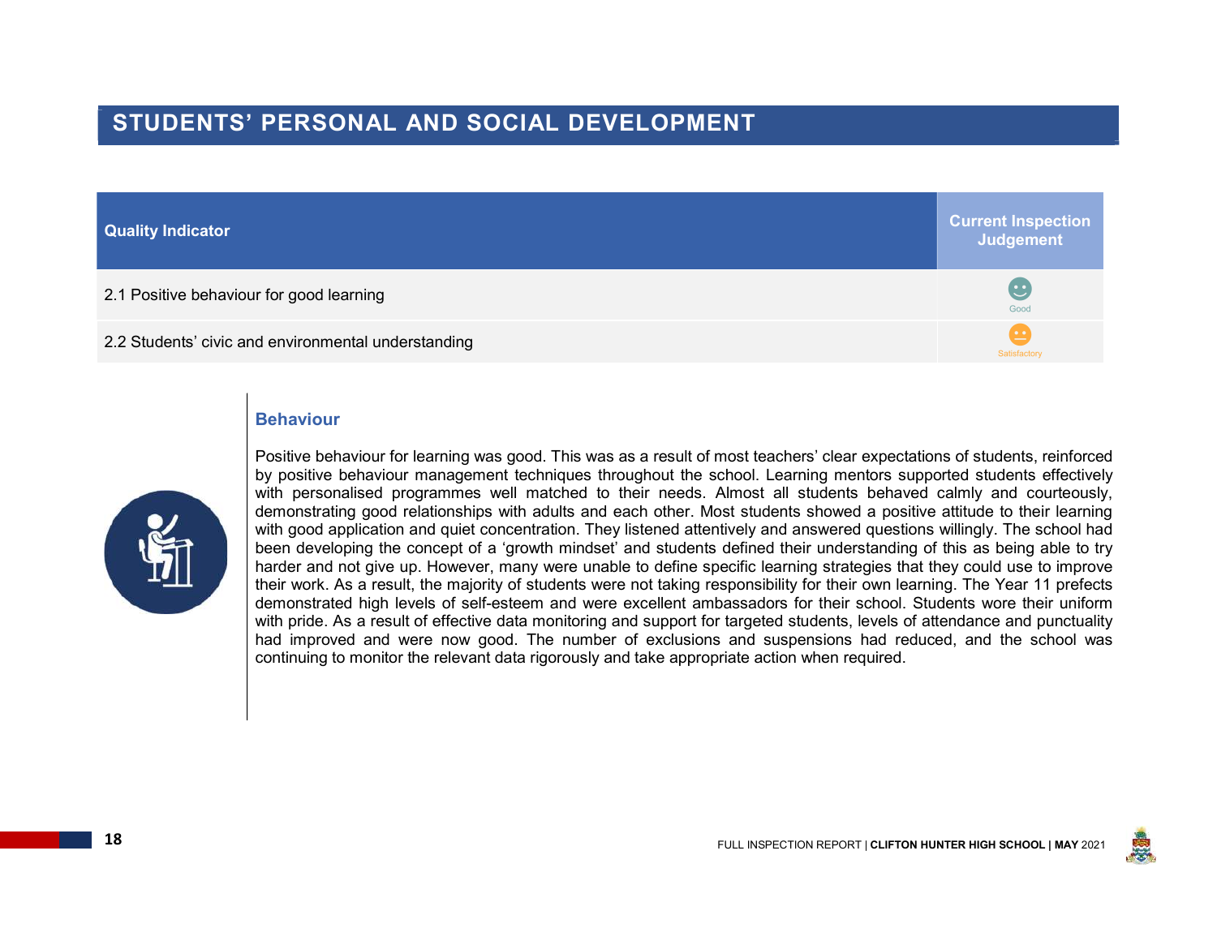# STUDENTS' PERSONAL AND SOCIAL DEVELOPMENT

| Quality Indicator | Current Inspection Judgement |
|---|---|
| 2.1 Positive behaviour for good learning | Good |
| 2.2 Students' civic and environmental understanding | Satisfactory |

## Behaviour

Positive behaviour for learning was good. This was as a result of most teachers' clear expectations of students, reinforced by positive behaviour management techniques throughout the school. Learning mentors supported students effectively with personalised programmes well matched to their needs. Almost all students behaved calmly and courteously, demonstrating good relationships with adults and each other. Most students showed a positive attitude to their learning with good application and quiet concentration. They listened attentively and answered questions willingly. The school had been developing the concept of a 'growth mindset' and students defined their understanding of this as being able to try harder and not give up. However, many were unable to define specific learning strategies that they could use to improve their work. As a result, the majority of students were not taking responsibility for their own learning. The Year 11 prefects demonstrated high levels of self-esteem and were excellent ambassadors for their school. Students wore their uniform with pride. As a result of effective data monitoring and support for targeted students, levels of attendance and punctuality had improved and were now good. The number of exclusions and suspensions had reduced, and the school was continuing to monitor the relevant data rigorously and take appropriate action when required.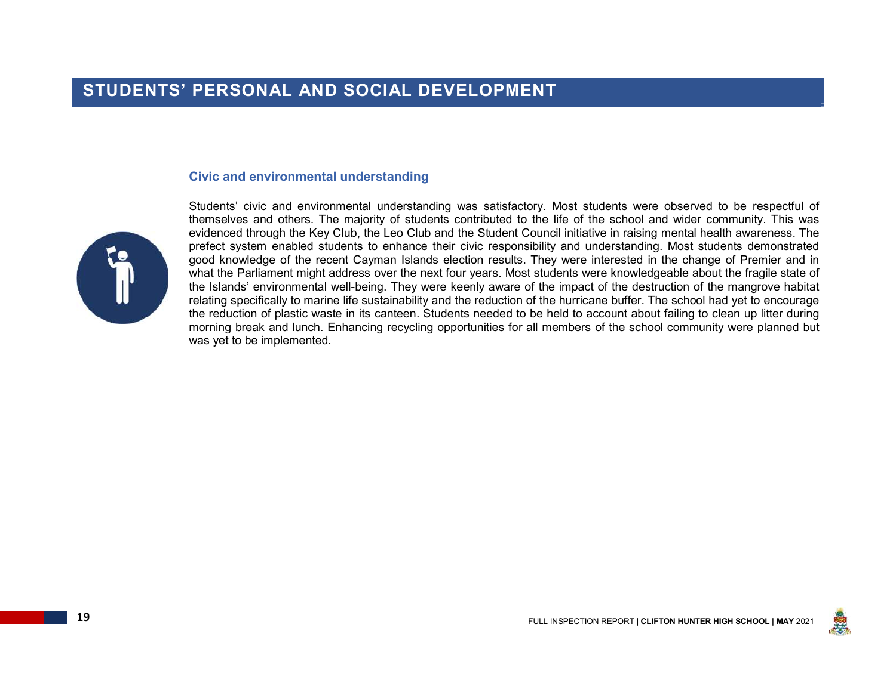# STUDENTS' PERSONAL AND SOCIAL DEVELOPMENT

### Civic and environmental understanding

Students' civic and environmental understanding was satisfactory. Most students were observed to be respectful of themselves and others. The majority of students contributed to the life of the school and wider community. This was evidenced through the Key Club, the Leo Club and the Student Council initiative in raising mental health awareness. The prefect system enabled students to enhance their civic responsibility and understanding. Most students demonstrated good knowledge of the recent Cayman Islands election results. They were interested in the change of Premier and in what the Parliament might address over the next four years. Most students were knowledgeable about the fragile state of the Islands' environmental well-being. They were keenly aware of the impact of the destruction of the mangrove habitat relating specifically to marine life sustainability and the reduction of the hurricane buffer. The school had yet to encourage the reduction of plastic waste in its canteen. Students needed to be held to account about failing to clean up litter during morning break and lunch. Enhancing recycling opportunities for all members of the school community were planned but was yet to be implemented.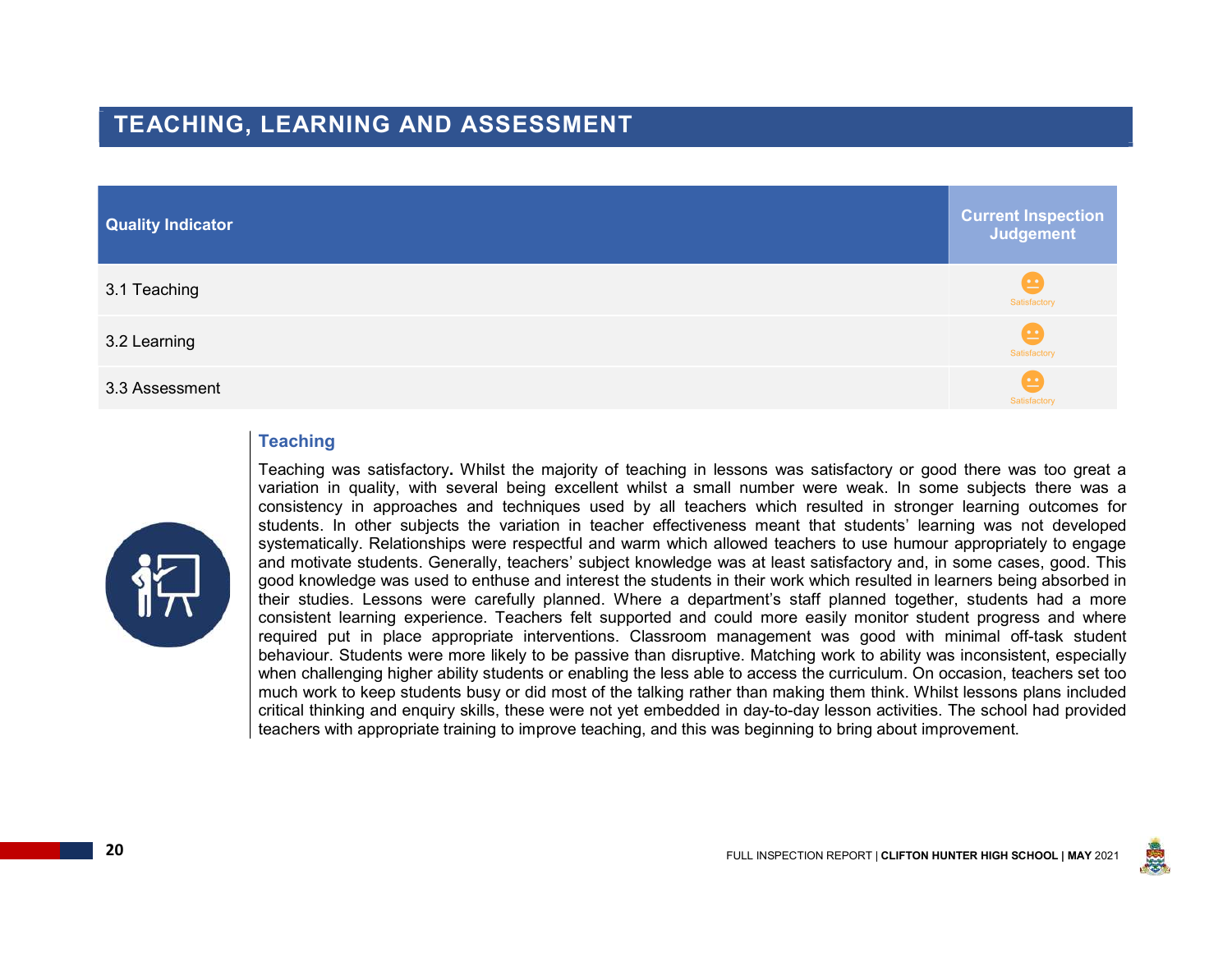# TEACHING, LEARNING AND ASSESSMENT

| Quality Indicator | Current Inspection Judgement |
|---|---|
| 3.1 Teaching | Satisfactory |
| 3.2 Learning | Satisfactory |
| 3.3 Assessment | Satisfactory |

## Teaching

Teaching was satisfactory**.** Whilst the majority of teaching in lessons was satisfactory or good there was too great a variation in quality, with several being excellent whilst a small number were weak. In some subjects there was a consistency in approaches and techniques used by all teachers which resulted in stronger learning outcomes for students. In other subjects the variation in teacher effectiveness meant that students' learning was not developed systematically. Relationships were respectful and warm which allowed teachers to use humour appropriately to engage and motivate students. Generally, teachers' subject knowledge was at least satisfactory and, in some cases, good. This good knowledge was used to enthuse and interest the students in their work which resulted in learners being absorbed in their studies. Lessons were carefully planned. Where a department's staff planned together, students had a more consistent learning experience. Teachers felt supported and could more easily monitor student progress and where required put in place appropriate interventions. Classroom management was good with minimal off-task student behaviour. Students were more likely to be passive than disruptive. Matching work to ability was inconsistent, especially when challenging higher ability students or enabling the less able to access the curriculum. On occasion, teachers set too much work to keep students busy or did most of the talking rather than making them think. Whilst lessons plans included critical thinking and enquiry skills, these were not yet embedded in day-to-day lesson activities. The school had provided teachers with appropriate training to improve teaching, and this was beginning to bring about improvement.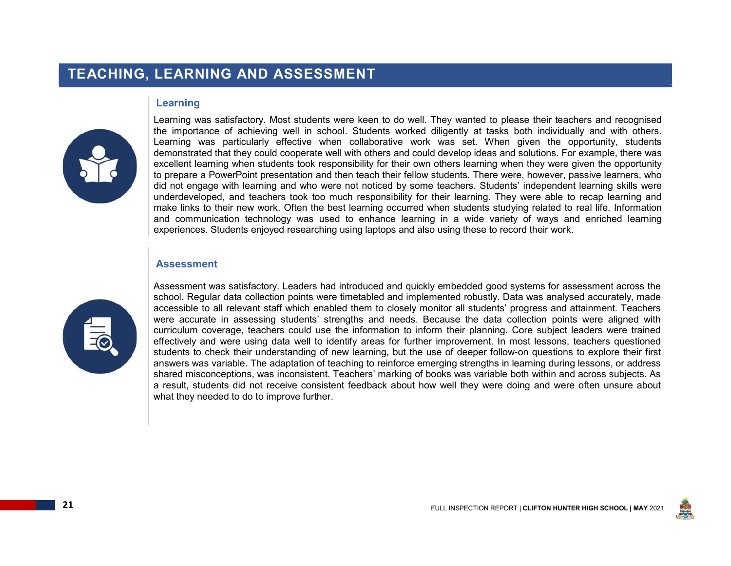# TEACHING, LEARNING AND ASSESSMENT

## Learning

Learning was satisfactory. Most students were keen to do well. They wanted to please their teachers and recognised the importance of achieving well in school. Students worked diligently at tasks both individually and with others. Learning was particularly effective when collaborative work was set. When given the opportunity, students demonstrated that they could cooperate well with others and could develop ideas and solutions. For example, there was excellent learning when students took responsibility for their own others learning when they were given the opportunity to prepare a PowerPoint presentation and then teach their fellow students. There were, however, passive learners, who did not engage with learning and who were not noticed by some teachers. Students' independent learning skills were underdeveloped, and teachers took too much responsibility for their learning. They were able to recap learning and make links to their new work. Often the best learning occurred when students studying related to real life. Information and communication technology was used to enhance learning in a wide variety of ways and enriched learning experiences. Students enjoyed researching using laptops and also using these to record their work.

## Assessment

Assessment was satisfactory. Leaders had introduced and quickly embedded good systems for assessment across the school. Regular data collection points were timetabled and implemented robustly. Data was analysed accurately, made accessible to all relevant staff which enabled them to closely monitor all students' progress and attainment. Teachers were accurate in assessing students' strengths and needs. Because the data collection points were aligned with curriculum coverage, teachers could use the information to inform their planning. Core subject leaders were trained effectively and were using data well to identify areas for further improvement. In most lessons, teachers questioned students to check their understanding of new learning, but the use of deeper follow-on questions to explore their first answers was variable. The adaptation of teaching to reinforce emerging strengths in learning during lessons, or address shared misconceptions, was inconsistent. Teachers' marking of books was variable both within and across subjects. As a result, students did not receive consistent feedback about how well they were doing and were often unsure about what they needed to do to improve further.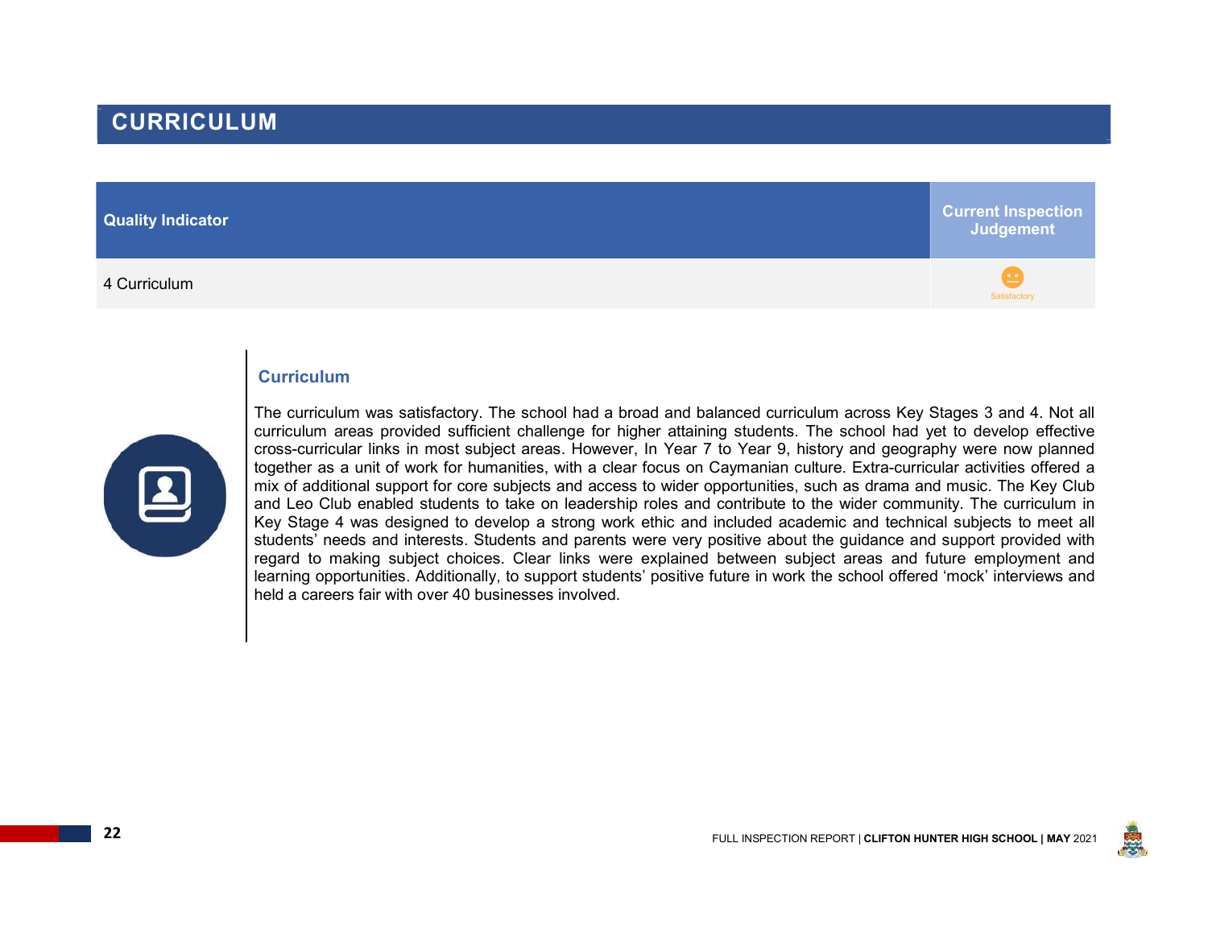# CURRICULUM

| Quality Indicator | Current Inspection Judgement |
|---|---|
| 4 Curriculum | Satisfactory |

## Curriculum

The curriculum was satisfactory. The school had a broad and balanced curriculum across Key Stages 3 and 4. Not all curriculum areas provided sufficient challenge for higher attaining students. The school had yet to develop effective cross-curricular links in most subject areas. However, In Year 7 to Year 9, history and geography were now planned together as a unit of work for humanities, with a clear focus on Caymanian culture. Extra-curricular activities offered a mix of additional support for core subjects and access to wider opportunities, such as drama and music. The Key Club and Leo Club enabled students to take on leadership roles and contribute to the wider community. The curriculum in Key Stage 4 was designed to develop a strong work ethic and included academic and technical subjects to meet all students' needs and interests. Students and parents were very positive about the guidance and support provided with regard to making subject choices. Clear links were explained between subject areas and future employment and learning opportunities. Additionally, to support students' positive future in work the school offered 'mock' interviews and held a careers fair with over 40 businesses involved.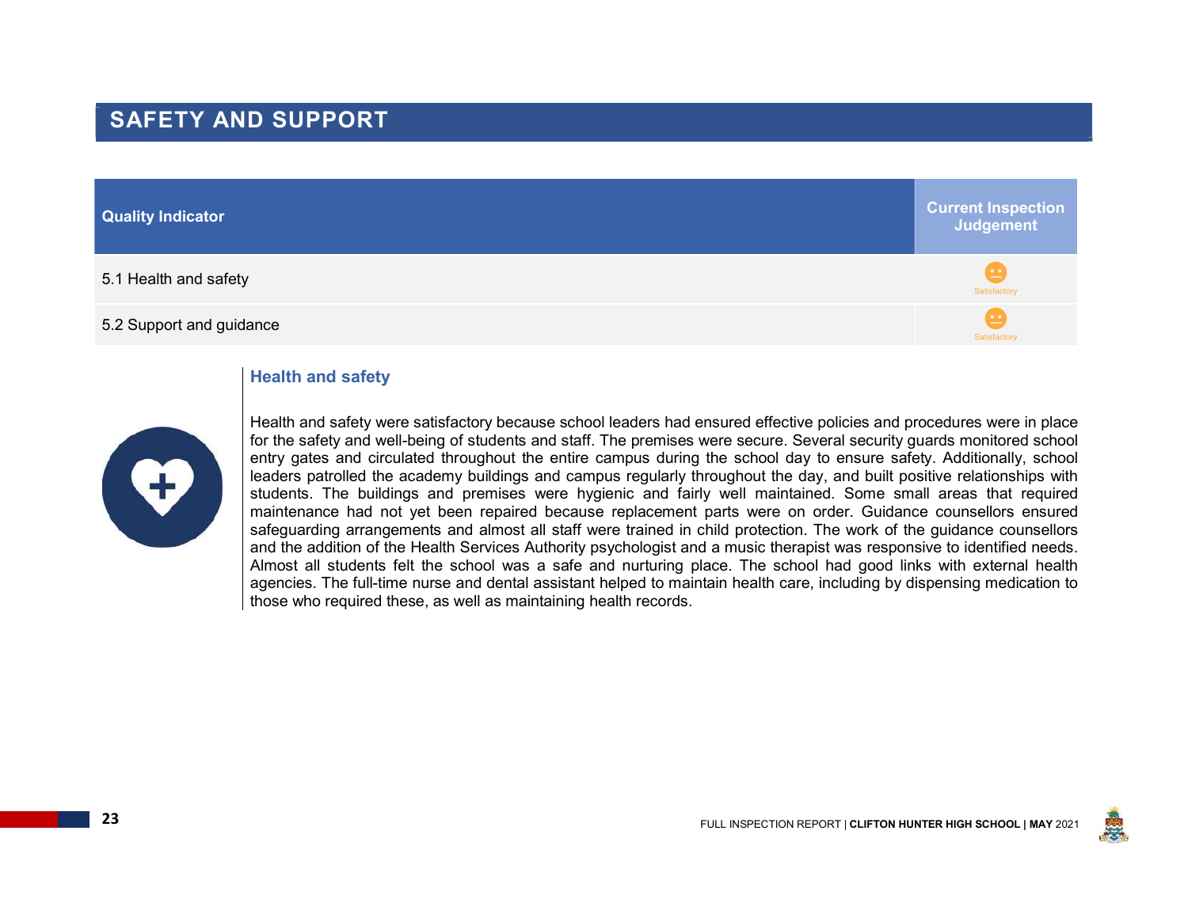## SAFETY AND SUPPORT

| Quality Indicator | Current Inspection Judgement |
|---|---|
| 5.1 Health and safety | Satisfactory |
| 5.2 Support and guidance | Satisfactory |

### Health and safety

Health and safety were satisfactory because school leaders had ensured effective policies and procedures were in place for the safety and well-being of students and staff. The premises were secure. Several security guards monitored school entry gates and circulated throughout the entire campus during the school day to ensure safety. Additionally, school leaders patrolled the academy buildings and campus regularly throughout the day, and built positive relationships with students. The buildings and premises were hygienic and fairly well maintained. Some small areas that required maintenance had not yet been repaired because replacement parts were on order. Guidance counsellors ensured safeguarding arrangements and almost all staff were trained in child protection. The work of the guidance counsellors and the addition of the Health Services Authority psychologist and a music therapist was responsive to identified needs. Almost all students felt the school was a safe and nurturing place. The school had good links with external health agencies. The full-time nurse and dental assistant helped to maintain health care, including by dispensing medication to those who required these, as well as maintaining health records.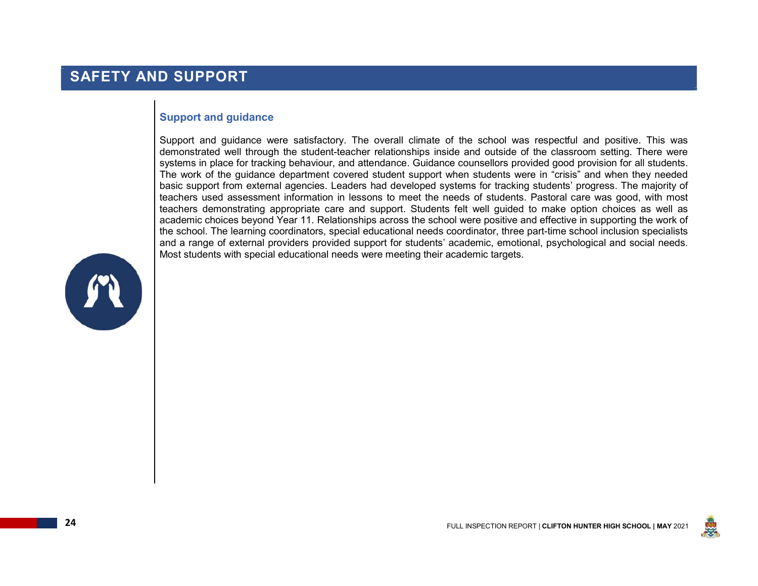# SAFETY AND SUPPORT

## Support and guidance

Support and guidance were satisfactory. The overall climate of the school was respectful and positive. This was demonstrated well through the student-teacher relationships inside and outside of the classroom setting. There were systems in place for tracking behaviour, and attendance. Guidance counsellors provided good provision for all students. The work of the guidance department covered student support when students were in "crisis" and when they needed basic support from external agencies. Leaders had developed systems for tracking students' progress. The majority of teachers used assessment information in lessons to meet the needs of students. Pastoral care was good, with most teachers demonstrating appropriate care and support. Students felt well guided to make option choices as well as academic choices beyond Year 11. Relationships across the school were positive and effective in supporting the work of the school. The learning coordinators, special educational needs coordinator, three part-time school inclusion specialists and a range of external providers provided support for students' academic, emotional, psychological and social needs. Most students with special educational needs were meeting their academic targets.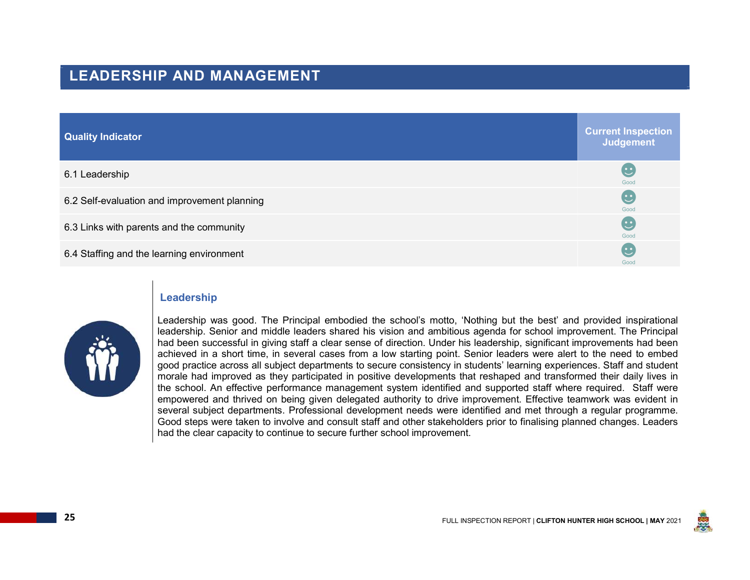# LEADERSHIP AND MANAGEMENT

| Quality Indicator | Current Inspection Judgement |
| --- | --- |
| 6.1 Leadership | Good |
| 6.2 Self-evaluation and improvement planning | Good |
| 6.3 Links with parents and the community | Good |
| 6.4 Staffing and the learning environment | Good |

## Leadership

Leadership was good. The Principal embodied the school's motto, 'Nothing but the best' and provided inspirational leadership. Senior and middle leaders shared his vision and ambitious agenda for school improvement. The Principal had been successful in giving staff a clear sense of direction. Under his leadership, significant improvements had been achieved in a short time, in several cases from a low starting point. Senior leaders were alert to the need to embed good practice across all subject departments to secure consistency in students' learning experiences. Staff and student morale had improved as they participated in positive developments that reshaped and transformed their daily lives in the school. An effective performance management system identified and supported staff where required. Staff were empowered and thrived on being given delegated authority to drive improvement. Effective teamwork was evident in several subject departments. Professional development needs were identified and met through a regular programme. Good steps were taken to involve and consult staff and other stakeholders prior to finalising planned changes. Leaders had the clear capacity to continue to secure further school improvement.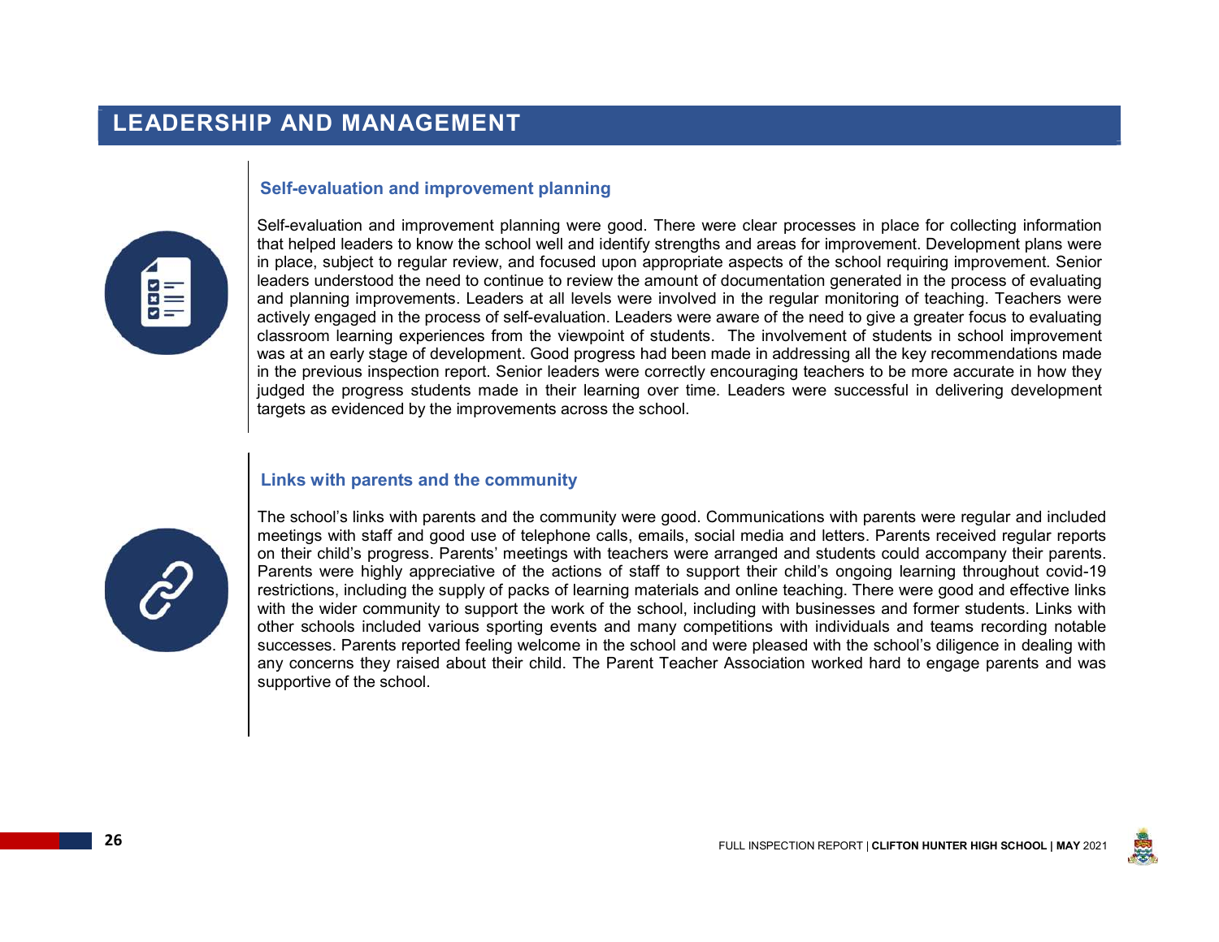# LEADERSHIP AND MANAGEMENT

## Self-evaluation and improvement planning

Self-evaluation and improvement planning were good. There were clear processes in place for collecting information that helped leaders to know the school well and identify strengths and areas for improvement. Development plans were in place, subject to regular review, and focused upon appropriate aspects of the school requiring improvement. Senior leaders understood the need to continue to review the amount of documentation generated in the process of evaluating and planning improvements. Leaders at all levels were involved in the regular monitoring of teaching. Teachers were actively engaged in the process of self-evaluation. Leaders were aware of the need to give a greater focus to evaluating classroom learning experiences from the viewpoint of students. The involvement of students in school improvement was at an early stage of development. Good progress had been made in addressing all the key recommendations made in the previous inspection report. Senior leaders were correctly encouraging teachers to be more accurate in how they judged the progress students made in their learning over time. Leaders were successful in delivering development targets as evidenced by the improvements across the school.

## Links with parents and the community

The school's links with parents and the community were good. Communications with parents were regular and included meetings with staff and good use of telephone calls, emails, social media and letters. Parents received regular reports on their child's progress. Parents' meetings with teachers were arranged and students could accompany their parents. Parents were highly appreciative of the actions of staff to support their child's ongoing learning throughout covid-19 restrictions, including the supply of packs of learning materials and online teaching. There were good and effective links with the wider community to support the work of the school, including with businesses and former students. Links with other schools included various sporting events and many competitions with individuals and teams recording notable successes. Parents reported feeling welcome in the school and were pleased with the school's diligence in dealing with any concerns they raised about their child. The Parent Teacher Association worked hard to engage parents and was supportive of the school.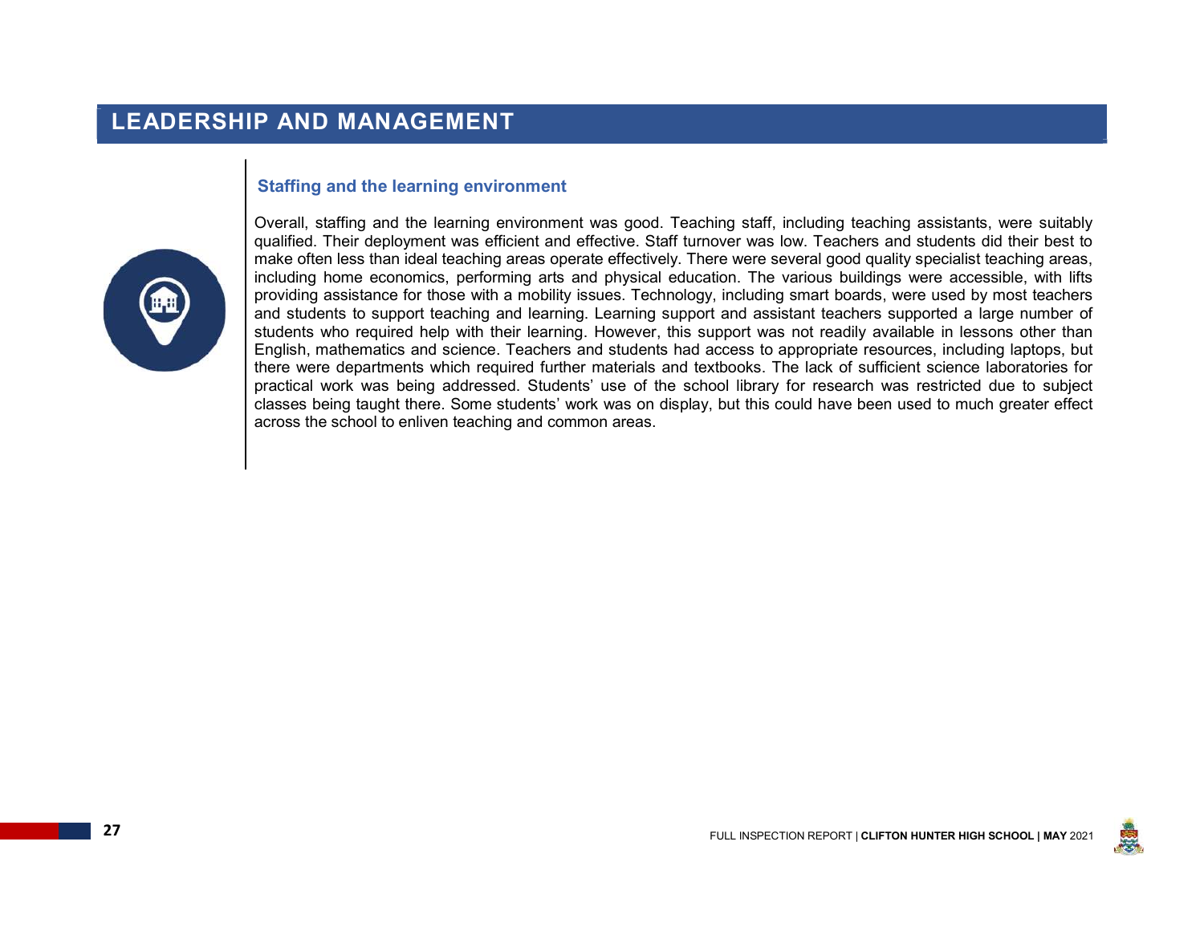# LEADERSHIP AND MANAGEMENT

## Staffing and the learning environment

Overall, staffing and the learning environment was good. Teaching staff, including teaching assistants, were suitably qualified. Their deployment was efficient and effective. Staff turnover was low. Teachers and students did their best to make often less than ideal teaching areas operate effectively. There were several good quality specialist teaching areas, including home economics, performing arts and physical education. The various buildings were accessible, with lifts providing assistance for those with a mobility issues. Technology, including smart boards, were used by most teachers and students to support teaching and learning. Learning support and assistant teachers supported a large number of students who required help with their learning. However, this support was not readily available in lessons other than English, mathematics and science. Teachers and students had access to appropriate resources, including laptops, but there were departments which required further materials and textbooks. The lack of sufficient science laboratories for practical work was being addressed. Students' use of the school library for research was restricted due to subject classes being taught there. Some students' work was on display, but this could have been used to much greater effect across the school to enliven teaching and common areas.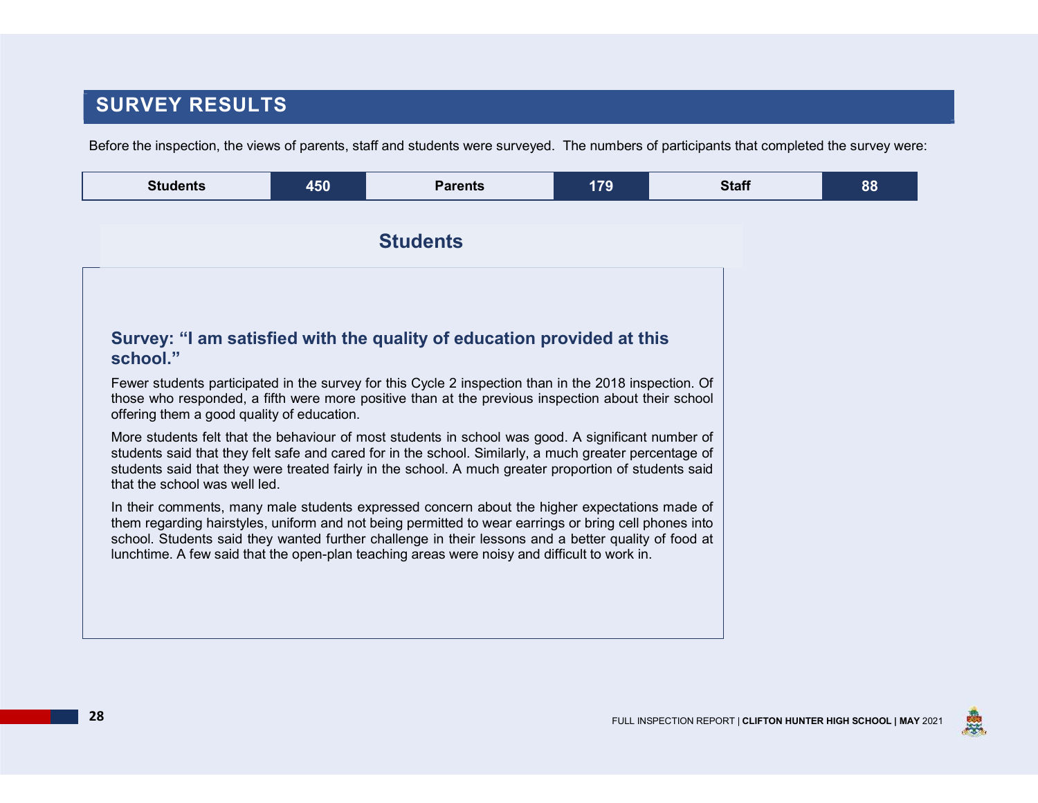# SURVEY RESULTS

Before the inspection, the views of parents, staff and students were surveyed. The numbers of participants that completed the survey were:

| Students | 450 | Parents | 179 | Staff | 88 |
|---|---|---|---|---|---|

## Students

### Survey: "I am satisfied with the quality of education provided at this school."

Fewer students participated in the survey for this Cycle 2 inspection than in the 2018 inspection. Of those who responded, a fifth were more positive than at the previous inspection about their school offering them a good quality of education.

More students felt that the behaviour of most students in school was good. A significant number of students said that they felt safe and cared for in the school. Similarly, a much greater percentage of students said that they were treated fairly in the school. A much greater proportion of students said that the school was well led.

In their comments, many male students expressed concern about the higher expectations made of them regarding hairstyles, uniform and not being permitted to wear earrings or bring cell phones into school. Students said they wanted further challenge in their lessons and a better quality of food at lunchtime. A few said that the open-plan teaching areas were noisy and difficult to work in.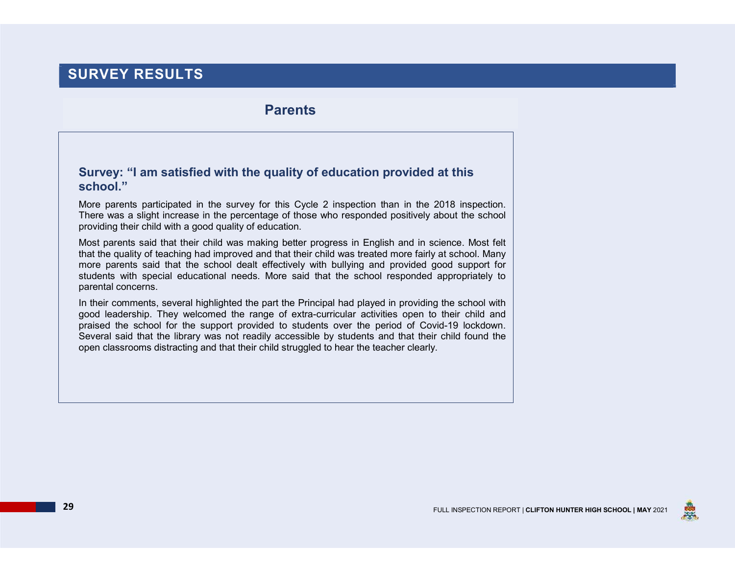# SURVEY RESULTS

## Parents

### Survey: “I am satisfied with the quality of education provided at this school.”

More parents participated in the survey for this Cycle 2 inspection than in the 2018 inspection. There was a slight increase in the percentage of those who responded positively about the school providing their child with a good quality of education.

Most parents said that their child was making better progress in English and in science. Most felt that the quality of teaching had improved and that their child was treated more fairly at school. Many more parents said that the school dealt effectively with bullying and provided good support for students with special educational needs. More said that the school responded appropriately to parental concerns.

In their comments, several highlighted the part the Principal had played in providing the school with good leadership. They welcomed the range of extra-curricular activities open to their child and praised the school for the support provided to students over the period of Covid-19 lockdown. Several said that the library was not readily accessible by students and that their child found the open classrooms distracting and that their child struggled to hear the teacher clearly.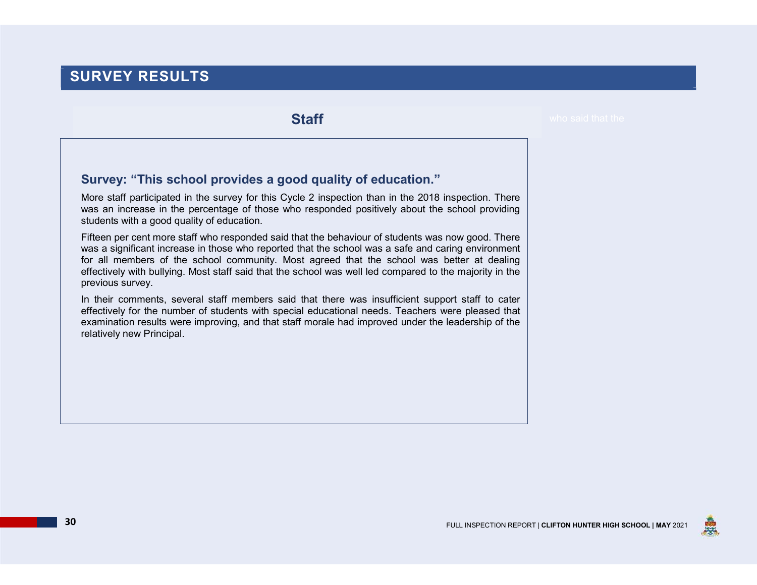# SURVEY RESULTS

## Staff

### Survey: "This school provides a good quality of education."

More staff participated in the survey for this Cycle 2 inspection than in the 2018 inspection. There was an increase in the percentage of those who responded positively about the school providing students with a good quality of education.

Fifteen per cent more staff who responded said that the behaviour of students was now good. There was a significant increase in those who reported that the school was a safe and caring environment for all members of the school community. Most agreed that the school was better at dealing effectively with bullying. Most staff said that the school was well led compared to the majority in the previous survey.

In their comments, several staff members said that there was insufficient support staff to cater effectively for the number of students with special educational needs. Teachers were pleased that examination results were improving, and that staff morale had improved under the leadership of the relatively new Principal.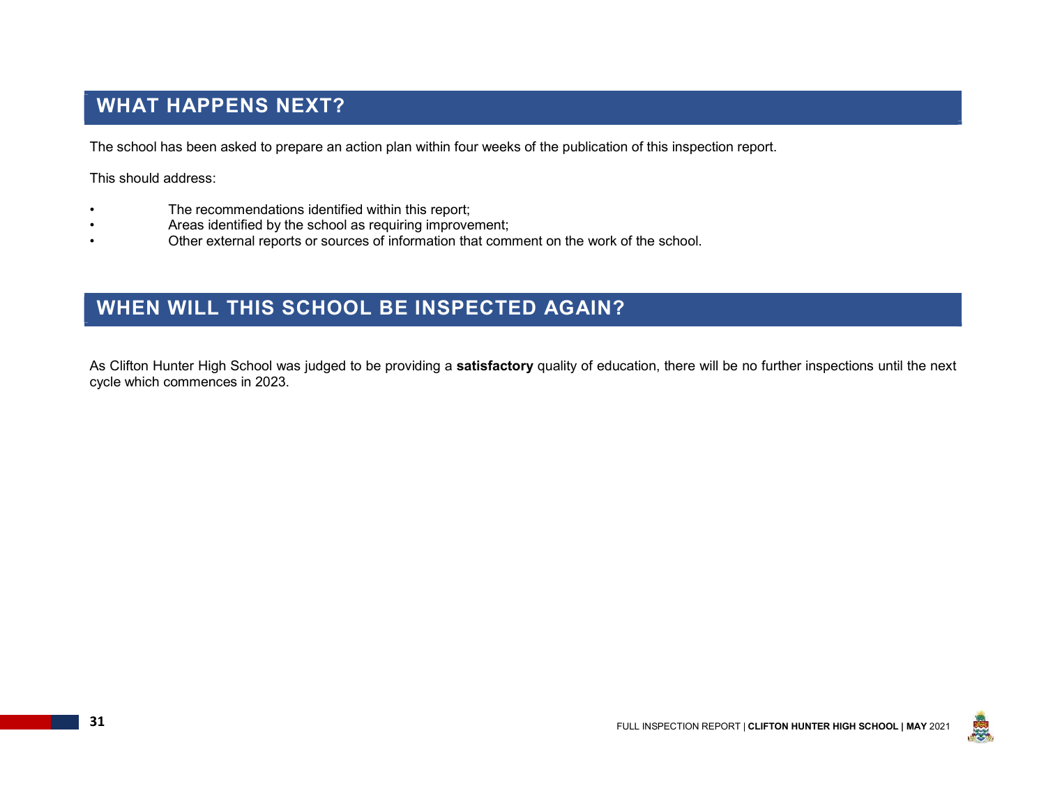## WHAT HAPPENS NEXT?

The school has been asked to prepare an action plan within four weeks of the publication of this inspection report.

This should address:

- The recommendations identified within this report;
- Areas identified by the school as requiring improvement;
- Other external reports or sources of information that comment on the work of the school.

## WHEN WILL THIS SCHOOL BE INSPECTED AGAIN?

As Clifton Hunter High School was judged to be providing a **satisfactory** quality of education, there will be no further inspections until the next cycle which commences in 2023.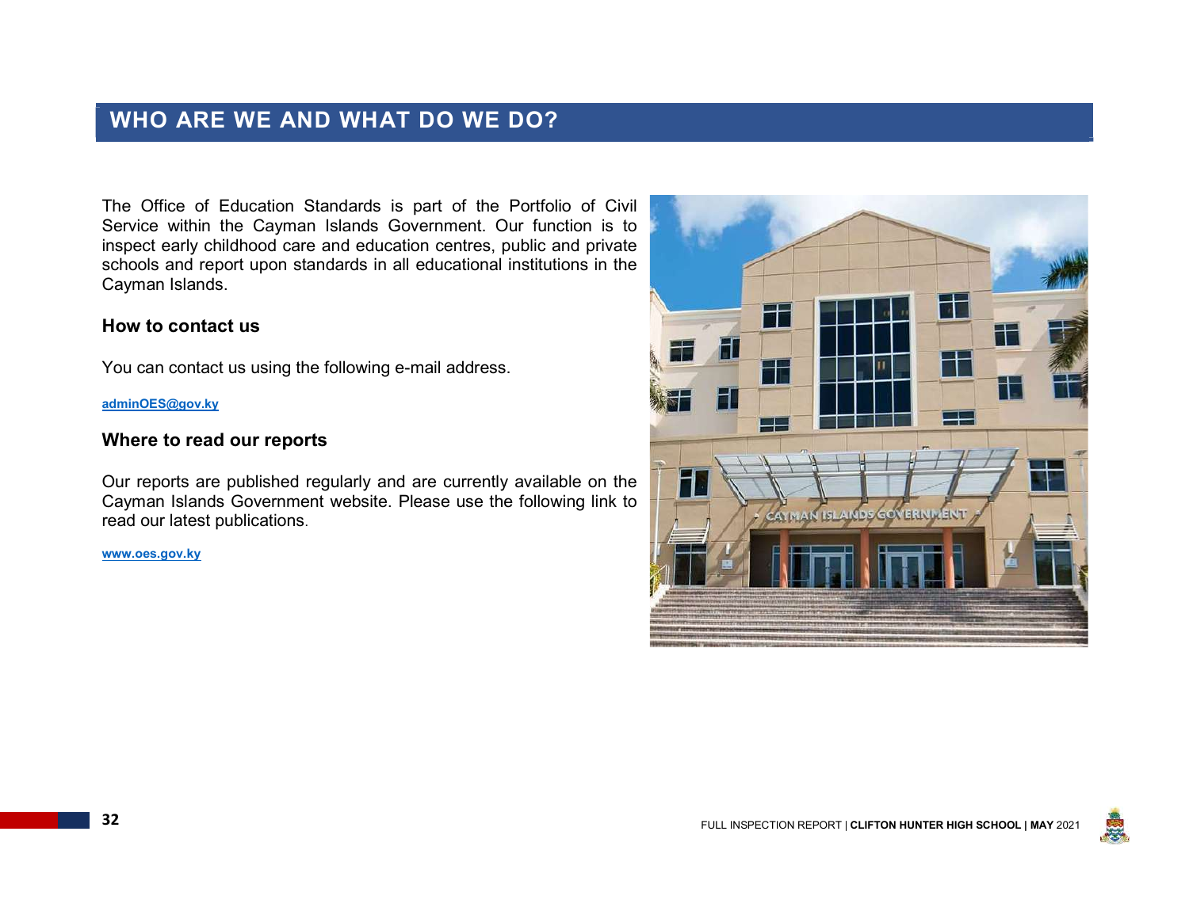## WHO ARE WE AND WHAT DO WE DO?

The Office of Education Standards is part of the Portfolio of Civil Service within the Cayman Islands Government. Our function is to inspect early childhood care and education centres, public and private schools and report upon standards in all educational institutions in the Cayman Islands.

### How to contact us

You can contact us using the following e-mail address.

**adminOES@gov.ky**

### Where to read our reports

Our reports are published regularly and are currently available on the Cayman Islands Government website. Please use the following link to read our latest publications.

**www.oes.gov.ky**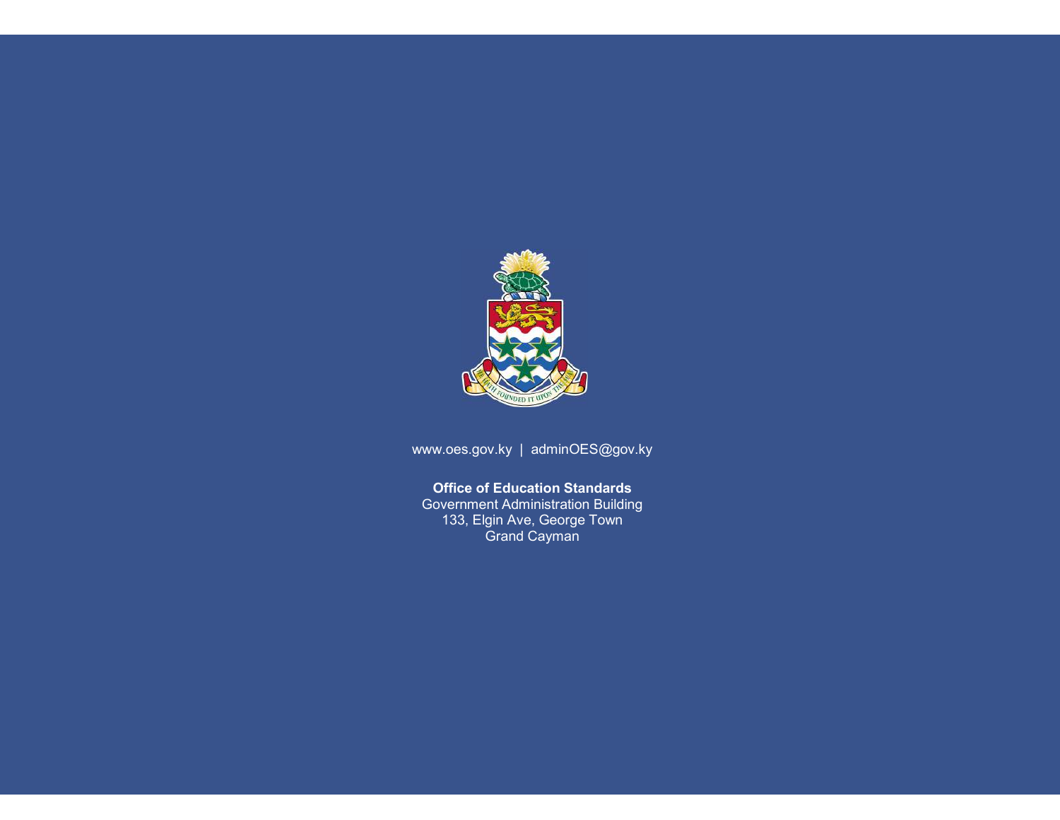www.oes.gov.ky | adminOES@gov.ky

**Office of Education Standards**
Government Administration Building
133, Elgin Ave, George Town
Grand Cayman